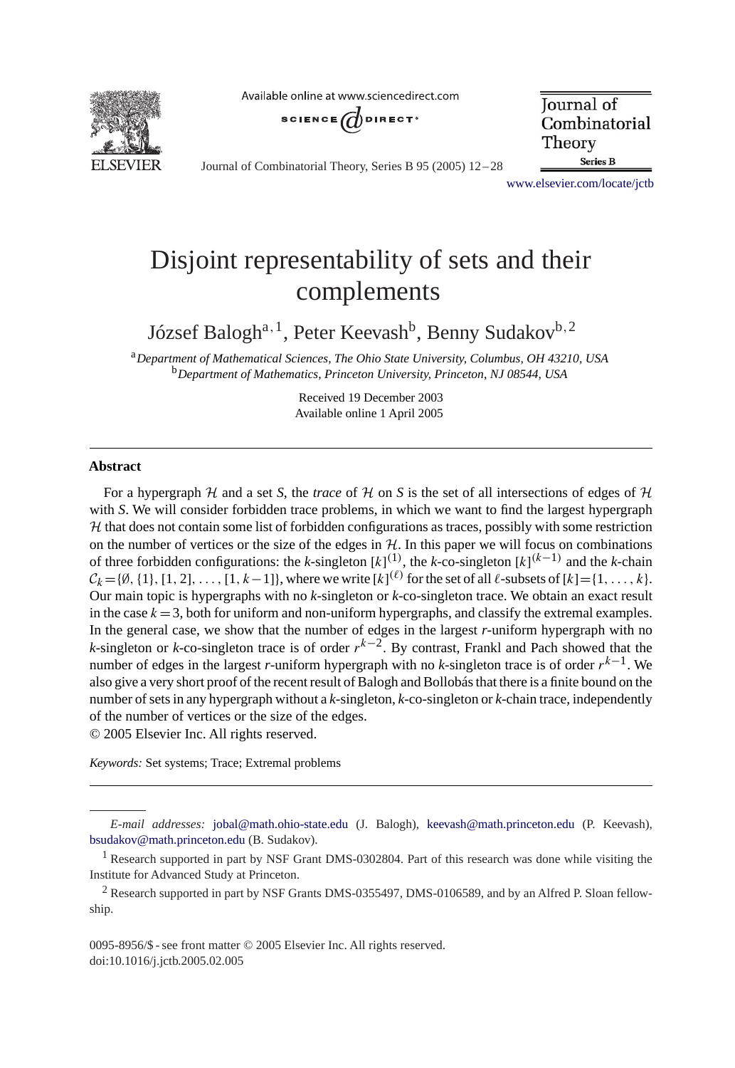# Disjoint representability of sets and their complements

József Balogh[a,1], Peter Keevash[b], Benny Sudakov[b,2]

[a] *Department of Mathematical Sciences, The Ohio State University, Columbus, OH 43210, USA*
[b] *Department of Mathematics, Princeton University, Princeton, NJ 08544, USA*

Received 19 December 2003
Available online 1 April 2005

## Abstract

For a hypergraph $\mathcal{H}$ and a set $S$, the *trace* of $\mathcal{H}$ on $S$ is the set of all intersections of edges of $\mathcal{H}$ with $S$. We will consider forbidden trace problems, in which we want to find the largest hypergraph $\mathcal{H}$ that does not contain some list of forbidden configurations as traces, possibly with some restriction on the number of vertices or the size of the edges in $\mathcal{H}$. In this paper we will focus on combinations of three forbidden configurations: the $k$-singleton $[k]^{(1)}$, the $k$-co-singleton $[k]^{(k-1)}$ and the $k$-chain $\mathcal{C}_k = \{\emptyset, \{1\}, [1, 2], \ldots, [1, k-1]\}$, where we write $[k]^{(\ell)}$ for the set of all $\ell$-subsets of $[k] = \{1, \ldots, k\}$. Our main topic is hypergraphs with no $k$-singleton or $k$-co-singleton trace. We obtain an exact result in the case $k = 3$, both for uniform and non-uniform hypergraphs, and classify the extremal examples. In the general case, we show that the number of edges in the largest $r$-uniform hypergraph with no $k$-singleton or $k$-co-singleton trace is of order $r^{k-2}$. By contrast, Frankl and Pach showed that the number of edges in the largest $r$-uniform hypergraph with no $k$-singleton trace is of order $r^{k-1}$. We also give a very short proof of the recent result of Balogh and Bollobás that there is a finite bound on the number of sets in any hypergraph without a $k$-singleton, $k$-co-singleton or $k$-chain trace, independently of the number of vertices or the size of the edges.

© 2005 Elsevier Inc. All rights reserved.

*Keywords:* Set systems; Trace; Extremal problems

---

*E-mail addresses:* jobal@math.ohio-state.edu (J. Balogh), keevash@math.princeton.edu (P. Keevash), bsudakov@math.princeton.edu (B. Sudakov).

[1] Research supported in part by NSF Grant DMS-0302804. Part of this research was done while visiting the Institute for Advanced Study at Princeton.

[2] Research supported in part by NSF Grants DMS-0355497, DMS-0106589, and by an Alfred P. Sloan fellowship.

0095-8956/$ - see front matter © 2005 Elsevier Inc. All rights reserved.
doi:10.1016/j.jctb.2005.02.005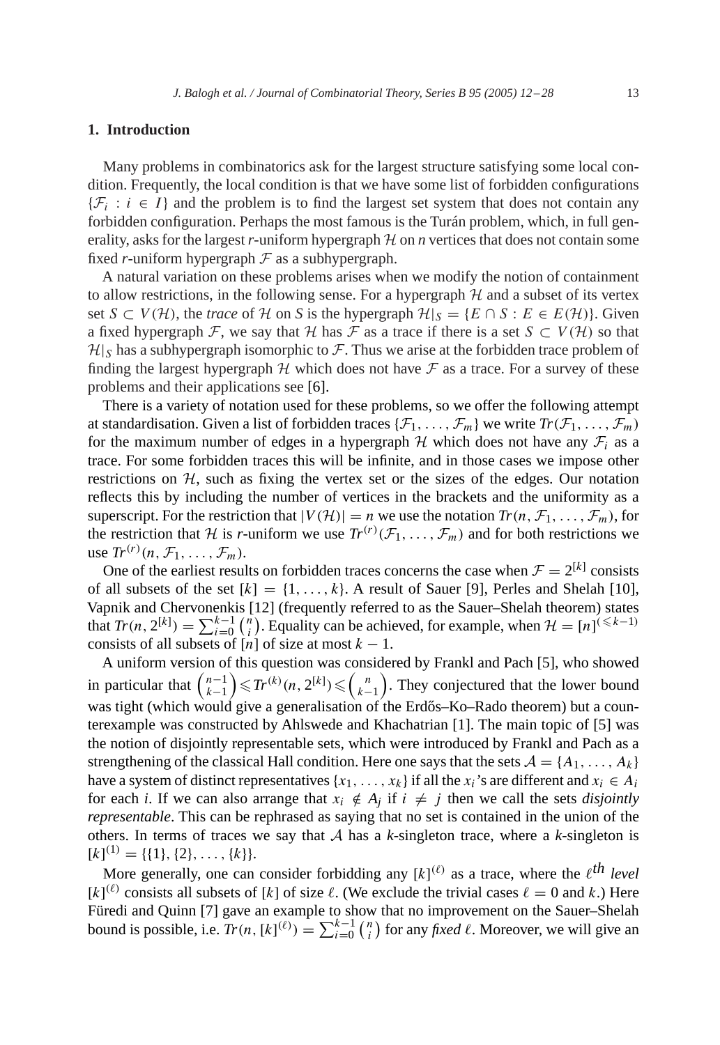## 1. Introduction

Many problems in combinatorics ask for the largest structure satisfying some local condition. Frequently, the local condition is that we have some list of forbidden configurations $\{\mathcal{F}_i : i \in I\}$ and the problem is to find the largest set system that does not contain any forbidden configuration. Perhaps the most famous is the Turán problem, which, in full generality, asks for the largest $r$-uniform hypergraph $\mathcal{H}$ on $n$ vertices that does not contain some fixed $r$-uniform hypergraph $\mathcal{F}$ as a subhypergraph.

A natural variation on these problems arises when we modify the notion of containment to allow restrictions, in the following sense. For a hypergraph $\mathcal{H}$ and a subset of its vertex set $S \subset V(\mathcal{H})$, the *trace* of $\mathcal{H}$ on $S$ is the hypergraph $\mathcal{H}|_S = \{E \cap S : E \in E(\mathcal{H})\}$. Given a fixed hypergraph $\mathcal{F}$, we say that $\mathcal{H}$ has $\mathcal{F}$ as a trace if there is a set $S \subset V(\mathcal{H})$ so that $\mathcal{H}|_S$ has a subhypergraph isomorphic to $\mathcal{F}$. Thus we arise at the forbidden trace problem of finding the largest hypergraph $\mathcal{H}$ which does not have $\mathcal{F}$ as a trace. For a survey of these problems and their applications see [6].

There is a variety of notation used for these problems, so we offer the following attempt at standardisation. Given a list of forbidden traces $\{\mathcal{F}_1, \ldots, \mathcal{F}_m\}$ we write $Tr(\mathcal{F}_1, \ldots, \mathcal{F}_m)$ for the maximum number of edges in a hypergraph $\mathcal{H}$ which does not have any $\mathcal{F}_i$ as a trace. For some forbidden traces this will be infinite, and in those cases we impose other restrictions on $\mathcal{H}$, such as fixing the vertex set or the sizes of the edges. Our notation reflects this by including the number of vertices in the brackets and the uniformity as a superscript. For the restriction that $|V(\mathcal{H})| = n$ we use the notation $Tr(n, \mathcal{F}_1, \ldots, \mathcal{F}_m)$, for the restriction that $\mathcal{H}$ is $r$-uniform we use $Tr^{(r)}(\mathcal{F}_1, \ldots, \mathcal{F}_m)$ and for both restrictions we use $Tr^{(r)}(n, \mathcal{F}_1, \ldots, \mathcal{F}_m)$.

One of the earliest results on forbidden traces concerns the case when $\mathcal{F} = 2^{[k]}$ consists of all subsets of the set $[k] = \{1, \ldots, k\}$. A result of Sauer [9], Perles and Shelah [10], Vapnik and Chervonenkis [12] (frequently referred to as the Sauer–Shelah theorem) states that $Tr(n, 2^{[k]}) = \sum_{i=0}^{k-1} \binom{n}{i}$. Equality can be achieved, for example, when $\mathcal{H} = [n]^{(\leqslant k-1)}$ consists of all subsets of $[n]$ of size at most $k-1$.

A uniform version of this question was considered by Frankl and Pach [5], who showed in particular that $\binom{n-1}{k-1} \leqslant Tr^{(k)}(n, 2^{[k]}) \leqslant \binom{n}{k-1}$. They conjectured that the lower bound was tight (which would give a generalisation of the Erdős–Ko–Rado theorem) but a counterexample was constructed by Ahlswede and Khachatrian [1]. The main topic of [5] was the notion of disjointly representable sets, which were introduced by Frankl and Pach as a strengthening of the classical Hall condition. Here one says that the sets $\mathcal{A} = \{A_1, \ldots, A_k\}$ have a system of distinct representatives $\{x_1, \ldots, x_k\}$ if all the $x_i$'s are different and $x_i \in A_i$ for each $i$. If we can also arrange that $x_i \notin A_j$ if $i \neq j$ then we call the sets *disjointly representable*. This can be rephrased as saying that no set is contained in the union of the others. In terms of traces we say that $\mathcal{A}$ has a $k$-singleton trace, where a $k$-singleton is $[k]^{(1)} = \{\{1\}, \{2\}, \ldots, \{k\}\}$.

More generally, one can consider forbidding any $[k]^{(\ell)}$ as a trace, where the $\ell^{th}$ *level* $[k]^{(\ell)}$ consists all subsets of $[k]$ of size $\ell$. (We exclude the trivial cases $\ell = 0$ and $k$.) Here Füredi and Quinn [7] gave an example to show that no improvement on the Sauer–Shelah bound is possible, i.e. $Tr(n, [k]^{(\ell)}) = \sum_{i=0}^{k-1} \binom{n}{i}$ for any *fixed* $\ell$. Moreover, we will give an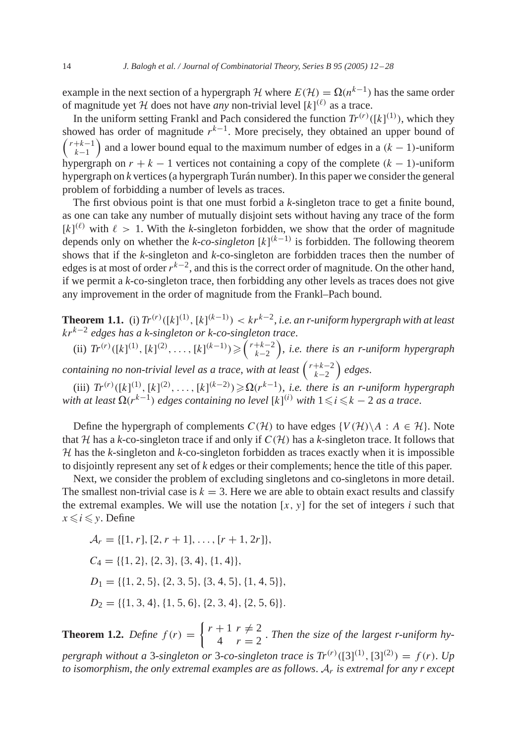example in the next section of a hypergraph $\mathcal{H}$ where $E(\mathcal{H}) = \Omega(n^{k-1})$ has the same order of magnitude yet $\mathcal{H}$ does not have *any* non-trivial level $[k]^{(\ell)}$ as a trace.

In the uniform setting Frankl and Pach considered the function $Tr^{(r)}([k]^{(1)})$, which they showed has order of magnitude $r^{k-1}$. More precisely, they obtained an upper bound of $\binom{r+k-1}{k-1}$ and a lower bound equal to the maximum number of edges in a $(k-1)$-uniform hypergraph on $r+k-1$ vertices not containing a copy of the complete $(k-1)$-uniform hypergraph on $k$ vertices (a hypergraph Turán number). In this paper we consider the general problem of forbidding a number of levels as traces.

The first obvious point is that one must forbid a $k$-singleton trace to get a finite bound, as one can take any number of mutually disjoint sets without having any trace of the form $[k]^{(\ell)}$ with $\ell > 1$. With the $k$-singleton forbidden, we show that the order of magnitude depends only on whether the *k-co-singleton* $[k]^{(k-1)}$ is forbidden. The following theorem shows that if the $k$-singleton and $k$-co-singleton are forbidden traces then the number of edges is at most of order $r^{k-2}$, and this is the correct order of magnitude. On the other hand, if we permit a $k$-co-singleton trace, then forbidding any other levels as traces does not give any improvement in the order of magnitude from the Frankl–Pach bound.

**Theorem 1.1.** (i) $Tr^{(r)}([k]^{(1)}, [k]^{(k-1)}) < kr^{k-2}$, *i.e. an r-uniform hypergraph with at least* $kr^{k-2}$ *edges has a k-singleton or k-co-singleton trace*.

(ii) $Tr^{(r)}([k]^{(1)}, [k]^{(2)}, \ldots, [k]^{(k-1)}) \geqslant \binom{r+k-2}{k-2}$, *i.e. there is an r-uniform hypergraph containing no non-trivial level as a trace, with at least* $\binom{r+k-2}{k-2}$ *edges*.

(iii) $Tr^{(r)}([k]^{(1)}, [k]^{(2)}, \ldots, [k]^{(k-2)}) \geqslant \Omega(r^{k-1})$, *i.e. there is an r-uniform hypergraph with at least* $\Omega(r^{k-1})$ *edges containing no level* $[k]^{(i)}$ *with* $1 \leqslant i \leqslant k-2$ *as a trace*.

Define the hypergraph of complements $C(\mathcal{H})$ to have edges $\{V(\mathcal{H})\backslash A : A \in \mathcal{H}\}$. Note that $\mathcal{H}$ has a $k$-co-singleton trace if and only if $C(\mathcal{H})$ has a $k$-singleton trace. It follows that $\mathcal{H}$ has the $k$-singleton and $k$-co-singleton forbidden as traces exactly when it is impossible to disjointly represent any set of $k$ edges or their complements; hence the title of this paper.

Next, we consider the problem of excluding singletons and co-singletons in more detail. The smallest non-trivial case is $k = 3$. Here we are able to obtain exact results and classify the extremal examples. We will use the notation $[x, y]$ for the set of integers $i$ such that $x \leqslant i \leqslant y$. Define

$$\mathcal{A}_r = \{[1, r], [2, r+1], \ldots, [r+1, 2r]\},$$

$$C_4 = \{\{1, 2\}, \{2, 3\}, \{3, 4\}, \{1, 4\}\},$$

$$D_1 = \{\{1, 2, 5\}, \{2, 3, 5\}, \{3, 4, 5\}, \{1, 4, 5\}\},$$

$$D_2 = \{\{1, 3, 4\}, \{1, 5, 6\}, \{2, 3, 4\}, \{2, 5, 6\}\}.$$

**Theorem 1.2.** *Define* $f(r) = \begin{cases} r+1 & r \neq 2 \\ 4 & r = 2 \end{cases}$. *Then the size of the largest r-uniform hypergraph without a* 3-*singleton or* 3-*co-singleton trace is* $Tr^{(r)}([3]^{(1)}, [3]^{(2)}) = f(r)$. *Up to isomorphism, the only extremal examples are as follows*. $\mathcal{A}_r$ *is extremal for any r except*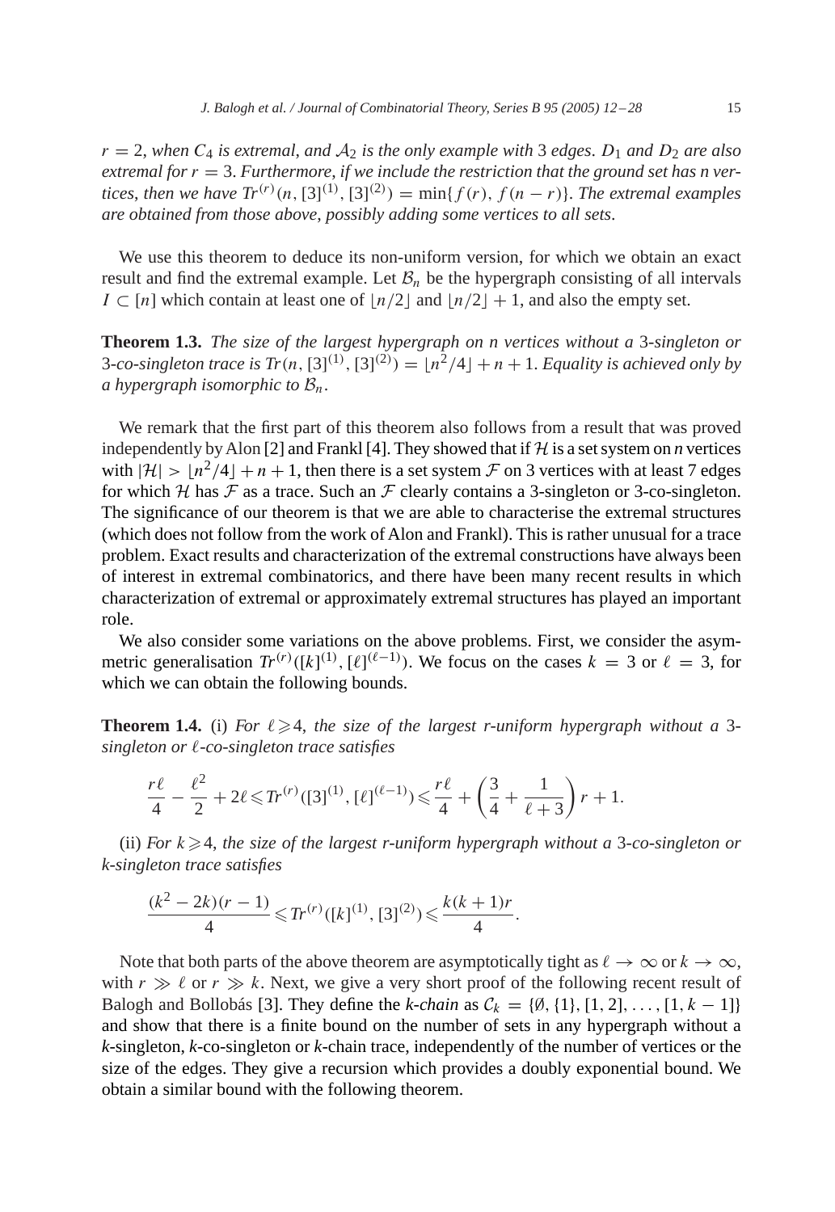*$r = 2$, when $C_4$ is extremal, and $\mathcal{A}_2$ is the only example with 3 edges. $D_1$ and $D_2$ are also extremal for $r = 3$. Furthermore, if we include the restriction that the ground set has n vertices, then we have $Tr^{(r)}(n, [3]^{(1)}, [3]^{(2)}) = \min\{f(r), f(n-r)\}$. The extremal examples are obtained from those above, possibly adding some vertices to all sets.*

We use this theorem to deduce its non-uniform version, for which we obtain an exact result and find the extremal example. Let $\mathcal{B}_n$ be the hypergraph consisting of all intervals $I \subset [n]$ which contain at least one of $\lfloor n/2 \rfloor$ and $\lfloor n/2 \rfloor + 1$, and also the empty set.

**Theorem 1.3.** *The size of the largest hypergraph on n vertices without a 3-singleton or 3-co-singleton trace is $Tr(n, [3]^{(1)}, [3]^{(2)}) = \lfloor n^2/4 \rfloor + n + 1$. Equality is achieved only by a hypergraph isomorphic to $\mathcal{B}_n$.*

We remark that the first part of this theorem also follows from a result that was proved independently by Alon [2] and Frankl [4]. They showed that if $\mathcal{H}$ is a set system on *n* vertices with $|\mathcal{H}| > \lfloor n^2/4 \rfloor + n + 1$, then there is a set system $\mathcal{F}$ on 3 vertices with at least 7 edges for which $\mathcal{H}$ has $\mathcal{F}$ as a trace. Such an $\mathcal{F}$ clearly contains a 3-singleton or 3-co-singleton. The significance of our theorem is that we are able to characterise the extremal structures (which does not follow from the work of Alon and Frankl). This is rather unusual for a trace problem. Exact results and characterization of the extremal constructions have always been of interest in extremal combinatorics, and there have been many recent results in which characterization of extremal or approximately extremal structures has played an important role.

We also consider some variations on the above problems. First, we consider the asymmetric generalisation $Tr^{(r)}([k]^{(1)}, [\ell]^{(\ell-1)})$. We focus on the cases $k = 3$ or $\ell = 3$, for which we can obtain the following bounds.

**Theorem 1.4.** (i) *For $\ell \geqslant 4$, the size of the largest r-uniform hypergraph without a 3-singleton or $\ell$-co-singleton trace satisfies*

$$\frac{r\ell}{4} - \frac{\ell^2}{2} + 2\ell \leqslant Tr^{(r)}([3]^{(1)}, [\ell]^{(\ell-1)}) \leqslant \frac{r\ell}{4} + \left(\frac{3}{4} + \frac{1}{\ell+3}\right) r + 1.$$

(ii) *For $k \geqslant 4$, the size of the largest r-uniform hypergraph without a 3-co-singleton or k-singleton trace satisfies*

$$\frac{(k^2 - 2k)(r-1)}{4} \leqslant Tr^{(r)}([k]^{(1)}, [3]^{(2)}) \leqslant \frac{k(k+1)r}{4}.$$

Note that both parts of the above theorem are asymptotically tight as $\ell \to \infty$ or $k \to \infty$, with $r \gg \ell$ or $r \gg k$. Next, we give a very short proof of the following recent result of Balogh and Bollobás [3]. They define the *k-chain* as $\mathcal{C}_k = \{\emptyset, \{1\}, [1, 2], \ldots, [1, k-1]\}$ and show that there is a finite bound on the number of sets in any hypergraph without a *k*-singleton, *k*-co-singleton or *k*-chain trace, independently of the number of vertices or the size of the edges. They give a recursion which provides a doubly exponential bound. We obtain a similar bound with the following theorem.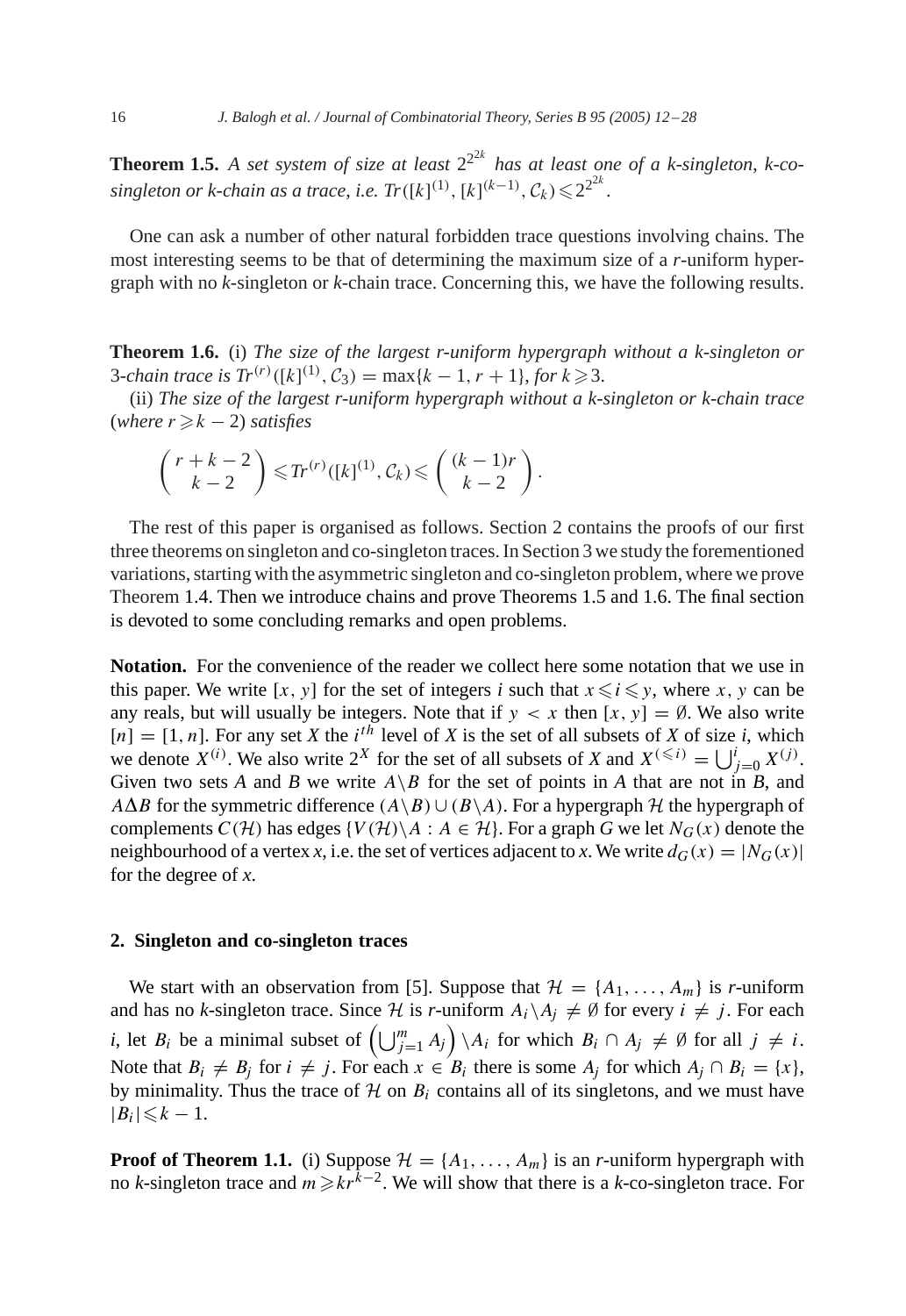**Theorem 1.5.** *A set system of size at least* $2^{2^{2k}}$ *has at least one of a k-singleton, k-co-singleton or k-chain as a trace, i.e.* $Tr([k]^{(1)}, [k]^{(k-1)}, \mathcal{C}_k) \leqslant 2^{2^{2k}}$.

One can ask a number of other natural forbidden trace questions involving chains. The most interesting seems to be that of determining the maximum size of a *r*-uniform hypergraph with no *k*-singleton or *k*-chain trace. Concerning this, we have the following results.

**Theorem 1.6.** (i) *The size of the largest r-uniform hypergraph without a k-singleton or 3-chain trace is* $Tr^{(r)}([k]^{(1)}, \mathcal{C}_3) = \max\{k-1, r+1\}$, *for* $k \geqslant 3$.

(ii) *The size of the largest r-uniform hypergraph without a k-singleton or k-chain trace (where* $r \geqslant k-2$*) satisfies*

$$\binom{r+k-2}{k-2} \leqslant Tr^{(r)}([k]^{(1)}, \mathcal{C}_k) \leqslant \binom{(k-1)r}{k-2}.$$

The rest of this paper is organised as follows. Section 2 contains the proofs of our first three theorems on singleton and co-singleton traces. In Section 3 we study the forementioned variations, starting with the asymmetric singleton and co-singleton problem, where we prove Theorem 1.4. Then we introduce chains and prove Theorems 1.5 and 1.6. The final section is devoted to some concluding remarks and open problems.

**Notation.** For the convenience of the reader we collect here some notation that we use in this paper. We write $[x, y]$ for the set of integers $i$ such that $x \leqslant i \leqslant y$, where $x$, $y$ can be any reals, but will usually be integers. Note that if $y < x$ then $[x, y] = \emptyset$. We also write $[n] = [1, n]$. For any set $X$ the $i^{th}$ level of $X$ is the set of all subsets of $X$ of size $i$, which we denote $X^{(i)}$. We also write $2^X$ for the set of all subsets of $X$ and $X^{(\leqslant i)} = \bigcup_{j=0}^{i} X^{(j)}$. Given two sets $A$ and $B$ we write $A \backslash B$ for the set of points in $A$ that are not in $B$, and $A \Delta B$ for the symmetric difference $(A \backslash B) \cup (B \backslash A)$. For a hypergraph $\mathcal{H}$ the hypergraph of complements $C(\mathcal{H})$ has edges $\{V(\mathcal{H}) \backslash A : A \in \mathcal{H}\}$. For a graph $G$ we let $N_G(x)$ denote the neighbourhood of a vertex $x$, i.e. the set of vertices adjacent to $x$. We write $d_G(x) = |N_G(x)|$ for the degree of $x$.

## 2. Singleton and co-singleton traces

We start with an observation from [5]. Suppose that $\mathcal{H} = \{A_1, \ldots, A_m\}$ is $r$-uniform and has no $k$-singleton trace. Since $\mathcal{H}$ is $r$-uniform $A_i \backslash A_j \neq \emptyset$ for every $i \neq j$. For each $i$, let $B_i$ be a minimal subset of $\left(\bigcup_{j=1}^{m} A_j\right) \backslash A_i$ for which $B_i \cap A_j \neq \emptyset$ for all $j \neq i$. Note that $B_i \neq B_j$ for $i \neq j$. For each $x \in B_i$ there is some $A_j$ for which $A_j \cap B_i = \{x\}$, by minimality. Thus the trace of $\mathcal{H}$ on $B_i$ contains all of its singletons, and we must have $|B_i| \leqslant k-1$.

**Proof of Theorem 1.1.** (i) Suppose $\mathcal{H} = \{A_1, \ldots, A_m\}$ is an $r$-uniform hypergraph with no $k$-singleton trace and $m \geqslant kr^{k-2}$. We will show that there is a $k$-co-singleton trace. For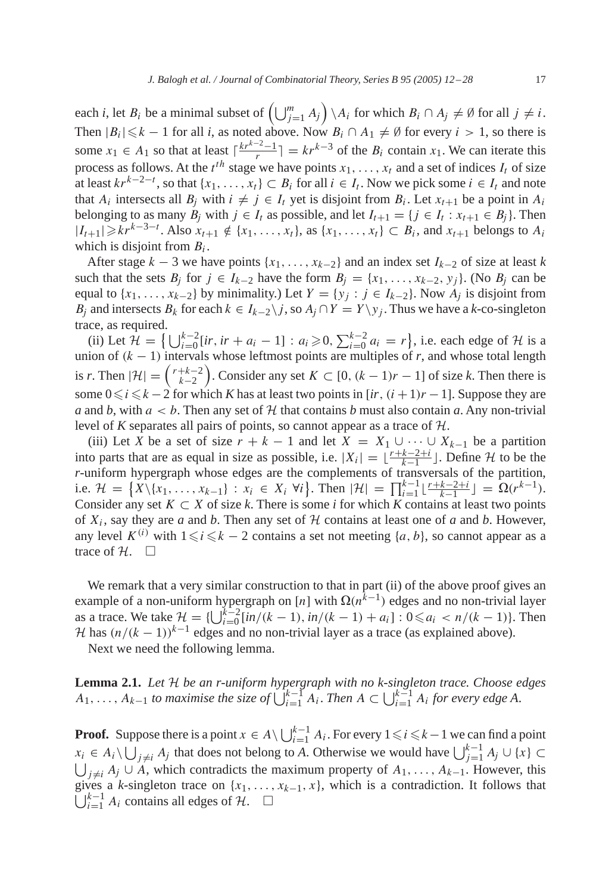each $i$, let $B_i$ be a minimal subset of $\left(\bigcup_{j=1}^m A_j\right) \setminus A_i$ for which $B_i \cap A_j \neq \emptyset$ for all $j \neq i$. Then $|B_i| \leqslant k-1$ for all $i$, as noted above. Now $B_i \cap A_1 \neq \emptyset$ for every $i > 1$, so there is some $x_1 \in A_1$ so that at least $\lceil \frac{kr^{k-2}-1}{r} \rceil = kr^{k-3}$ of the $B_i$ contain $x_1$. We can iterate this process as follows. At the $t^{th}$ stage we have points $x_1, \ldots, x_t$ and a set of indices $I_t$ of size at least $kr^{k-2-t}$, so that $\{x_1, \ldots, x_t\} \subset B_i$ for all $i \in I_t$. Now we pick some $i \in I_t$ and note that $A_i$ intersects all $B_j$ with $i \neq j \in I_t$ yet is disjoint from $B_i$. Let $x_{t+1}$ be a point in $A_i$ belonging to as many $B_j$ with $j \in I_t$ as possible, and let $I_{t+1} = \{j \in I_t : x_{t+1} \in B_j\}$. Then $|I_{t+1}| \geqslant kr^{k-3-t}$. Also $x_{t+1} \notin \{x_1, \ldots, x_t\}$, as $\{x_1, \ldots, x_t\} \subset B_i$, and $x_{t+1}$ belongs to $A_i$ which is disjoint from $B_i$.

After stage $k-3$ we have points $\{x_1, \ldots, x_{k-2}\}$ and an index set $I_{k-2}$ of size at least $k$ such that the sets $B_j$ for $j \in I_{k-2}$ have the form $B_j = \{x_1, \ldots, x_{k-2}, y_j\}$. (No $B_j$ can be equal to $\{x_1, \ldots, x_{k-2}\}$ by minimality.) Let $Y = \{y_j : j \in I_{k-2}\}$. Now $A_j$ is disjoint from $B_j$ and intersects $B_k$ for each $k \in I_{k-2} \setminus j$, so $A_j \cap Y = Y \setminus y_j$. Thus we have a $k$-co-singleton trace, as required.

(ii) Let $\mathcal{H} = \left\{ \bigcup_{i=0}^{k-2} [ir, ir + a_i - 1] : a_i \geqslant 0, \sum_{i=0}^{k-2} a_i = r \right\}$, i.e. each edge of $\mathcal{H}$ is a union of $(k-1)$ intervals whose leftmost points are multiples of $r$, and whose total length is $r$. Then $|\mathcal{H}| = \binom{r+k-2}{k-2}$. Consider any set $K \subset [0, (k-1)r - 1]$ of size $k$. Then there is some $0 \leqslant i \leqslant k-2$ for which $K$ has at least two points in $[ir, (i+1)r - 1]$. Suppose they are $a$ and $b$, with $a < b$. Then any set of $\mathcal{H}$ that contains $b$ must also contain $a$. Any non-trivial level of $K$ separates all pairs of points, so cannot appear as a trace of $\mathcal{H}$.

(iii) Let $X$ be a set of size $r + k - 1$ and let $X = X_1 \cup \cdots \cup X_{k-1}$ be a partition into parts that are as equal in size as possible, i.e. $|X_i| = \lfloor \frac{r+k-2+i}{k-1} \rfloor$. Define $\mathcal{H}$ to be the $r$-uniform hypergraph whose edges are the complements of transversals of the partition, i.e. $\mathcal{H} = \left\{ X \setminus \{x_1, \ldots, x_{k-1}\} : x_i \in X_i \ \forall i \right\}$. Then $|\mathcal{H}| = \prod_{i=1}^{k-1} \lfloor \frac{r+k-2+i}{k-1} \rfloor = \Omega(r^{k-1})$. Consider any set $K \subset X$ of size $k$. There is some $i$ for which $K$ contains at least two points of $X_i$, say they are $a$ and $b$. Then any set of $\mathcal{H}$ contains at least one of $a$ and $b$. However, any level $K^{(i)}$ with $1 \leqslant i \leqslant k-2$ contains a set not meeting $\{a, b\}$, so cannot appear as a trace of $\mathcal{H}$. $\square$

We remark that a very similar construction to that in part (ii) of the above proof gives an example of a non-uniform hypergraph on $[n]$ with $\Omega(n^{k-1})$ edges and no non-trivial layer as a trace. We take $\mathcal{H} = \{\bigcup_{i=0}^{k-2} [in/(k-1), in/(k-1) + a_i] : 0 \leqslant a_i < n/(k-1)\}$. Then $\mathcal{H}$ has $(n/(k-1))^{k-1}$ edges and no non-trivial layer as a trace (as explained above).

Next we need the following lemma.

**Lemma 2.1.** *Let $\mathcal{H}$ be an $r$-uniform hypergraph with no $k$-singleton trace. Choose edges $A_1, \ldots, A_{k-1}$ to maximise the size of $\bigcup_{i=1}^{k-1} A_i$. Then $A \subset \bigcup_{i=1}^{k-1} A_i$ for every edge $A$.*

**Proof.** Suppose there is a point $x \in A \setminus \bigcup_{i=1}^{k-1} A_i$. For every $1 \leqslant i \leqslant k-1$ we can find a point $x_i \in A_i \setminus \bigcup_{j \neq i} A_j$ that does not belong to $A$. Otherwise we would have $\bigcup_{j=1}^{k-1} A_j \cup \{x\} \subset \bigcup_{j \neq i} A_j \cup A$, which contradicts the maximum property of $A_1, \ldots, A_{k-1}$. However, this gives a $k$-singleton trace on $\{x_1, \ldots, x_{k-1}, x\}$, which is a contradiction. It follows that $\bigcup_{i=1}^{k-1} A_i$ contains all edges of $\mathcal{H}$. $\square$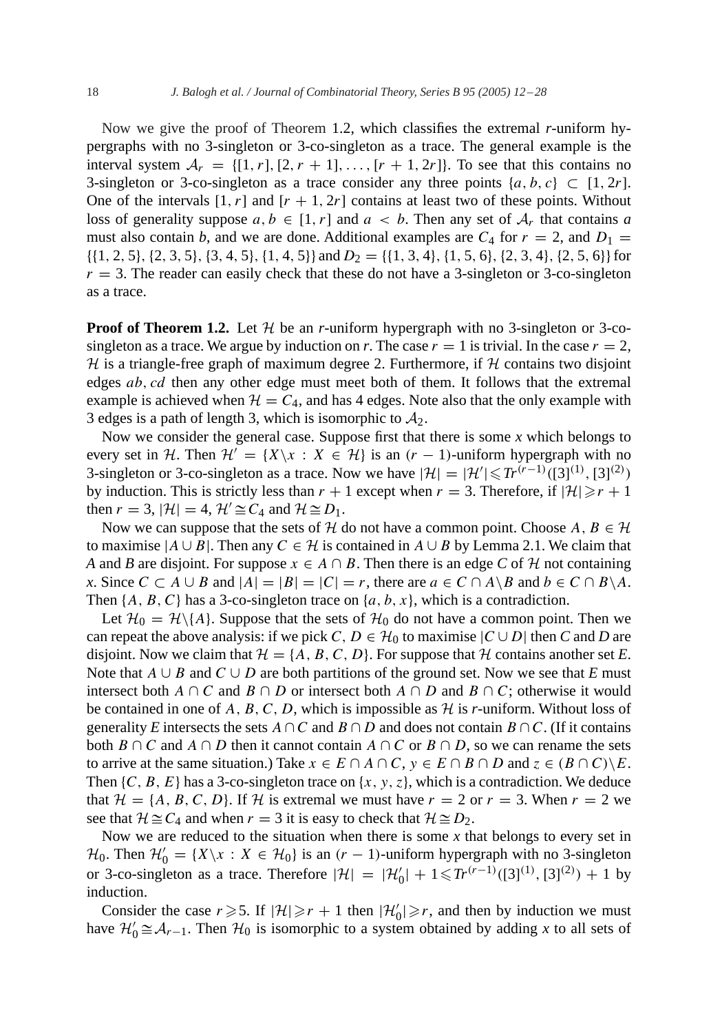Now we give the proof of Theorem 1.2, which classifies the extremal $r$-uniform hypergraphs with no 3-singleton or 3-co-singleton as a trace. The general example is the interval system $\mathcal{A}_r = \{[1, r], [2, r+1], \ldots, [r+1, 2r]\}$. To see that this contains no 3-singleton or 3-co-singleton as a trace consider any three points $\{a, b, c\} \subset [1, 2r]$. One of the intervals $[1, r]$ and $[r+1, 2r]$ contains at least two of these points. Without loss of generality suppose $a, b \in [1, r]$ and $a < b$. Then any set of $\mathcal{A}_r$ that contains $a$ must also contain $b$, and we are done. Additional examples are $C_4$ for $r = 2$, and $D_1 = \{\{1, 2, 5\}, \{2, 3, 5\}, \{3, 4, 5\}, \{1, 4, 5\}\}$ and $D_2 = \{\{1, 3, 4\}, \{1, 5, 6\}, \{2, 3, 4\}, \{2, 5, 6\}\}$ for $r = 3$. The reader can easily check that these do not have a 3-singleton or 3-co-singleton as a trace.

**Proof of Theorem 1.2.** Let $\mathcal{H}$ be an $r$-uniform hypergraph with no 3-singleton or 3-co-singleton as a trace. We argue by induction on $r$. The case $r = 1$ is trivial. In the case $r = 2$, $\mathcal{H}$ is a triangle-free graph of maximum degree 2. Furthermore, if $\mathcal{H}$ contains two disjoint edges $ab, cd$ then any other edge must meet both of them. It follows that the extremal example is achieved when $\mathcal{H} = C_4$, and has 4 edges. Note also that the only example with 3 edges is a path of length 3, which is isomorphic to $\mathcal{A}_2$.

Now we consider the general case. Suppose first that there is some $x$ which belongs to every set in $\mathcal{H}$. Then $\mathcal{H}' = \{X \backslash x : X \in \mathcal{H}\}$ is an $(r-1)$-uniform hypergraph with no 3-singleton or 3-co-singleton as a trace. Now we have $|\mathcal{H}| = |\mathcal{H}'| \leqslant Tr^{(r-1)}([3]^{(1)}, [3]^{(2)})$ by induction. This is strictly less than $r+1$ except when $r = 3$. Therefore, if $|\mathcal{H}| \geqslant r+1$ then $r = 3$, $|\mathcal{H}| = 4$, $\mathcal{H}' \cong C_4$ and $\mathcal{H} \cong D_1$.

Now we can suppose that the sets of $\mathcal{H}$ do not have a common point. Choose $A, B \in \mathcal{H}$ to maximise $|A \cup B|$. Then any $C \in \mathcal{H}$ is contained in $A \cup B$ by Lemma 2.1. We claim that $A$ and $B$ are disjoint. For suppose $x \in A \cap B$. Then there is an edge $C$ of $\mathcal{H}$ not containing $x$. Since $C \subset A \cup B$ and $|A| = |B| = |C| = r$, there are $a \in C \cap A \backslash B$ and $b \in C \cap B \backslash A$. Then $\{A, B, C\}$ has a 3-co-singleton trace on $\{a, b, x\}$, which is a contradiction.

Let $\mathcal{H}_0 = \mathcal{H} \backslash \{A\}$. Suppose that the sets of $\mathcal{H}_0$ do not have a common point. Then we can repeat the above analysis: if we pick $C, D \in \mathcal{H}_0$ to maximise $|C \cup D|$ then $C$ and $D$ are disjoint. Now we claim that $\mathcal{H} = \{A, B, C, D\}$. For suppose that $\mathcal{H}$ contains another set $E$. Note that $A \cup B$ and $C \cup D$ are both partitions of the ground set. Now we see that $E$ must intersect both $A \cap C$ and $B \cap D$ or intersect both $A \cap D$ and $B \cap C$; otherwise it would be contained in one of $A, B, C, D$, which is impossible as $\mathcal{H}$ is $r$-uniform. Without loss of generality $E$ intersects the sets $A \cap C$ and $B \cap D$ and does not contain $B \cap C$. (If it contains both $B \cap C$ and $A \cap D$ then it cannot contain $A \cap C$ or $B \cap D$, so we can rename the sets to arrive at the same situation.) Take $x \in E \cap A \cap C$, $y \in E \cap B \cap D$ and $z \in (B \cap C) \backslash E$. Then $\{C, B, E\}$ has a 3-co-singleton trace on $\{x, y, z\}$, which is a contradiction. We deduce that $\mathcal{H} = \{A, B, C, D\}$. If $\mathcal{H}$ is extremal we must have $r = 2$ or $r = 3$. When $r = 2$ we see that $\mathcal{H} \cong C_4$ and when $r = 3$ it is easy to check that $\mathcal{H} \cong D_2$.

Now we are reduced to the situation when there is some $x$ that belongs to every set in $\mathcal{H}_0$. Then $\mathcal{H}_0' = \{X \backslash x : X \in \mathcal{H}_0\}$ is an $(r-1)$-uniform hypergraph with no 3-singleton or 3-co-singleton as a trace. Therefore $|\mathcal{H}| = |\mathcal{H}_0'| + 1 \leqslant Tr^{(r-1)}([3]^{(1)}, [3]^{(2)}) + 1$ by induction.

Consider the case $r \geqslant 5$. If $|\mathcal{H}| \geqslant r+1$ then $|\mathcal{H}_0'| \geqslant r$, and then by induction we must have $\mathcal{H}_0' \cong \mathcal{A}_{r-1}$. Then $\mathcal{H}_0$ is isomorphic to a system obtained by adding $x$ to all sets of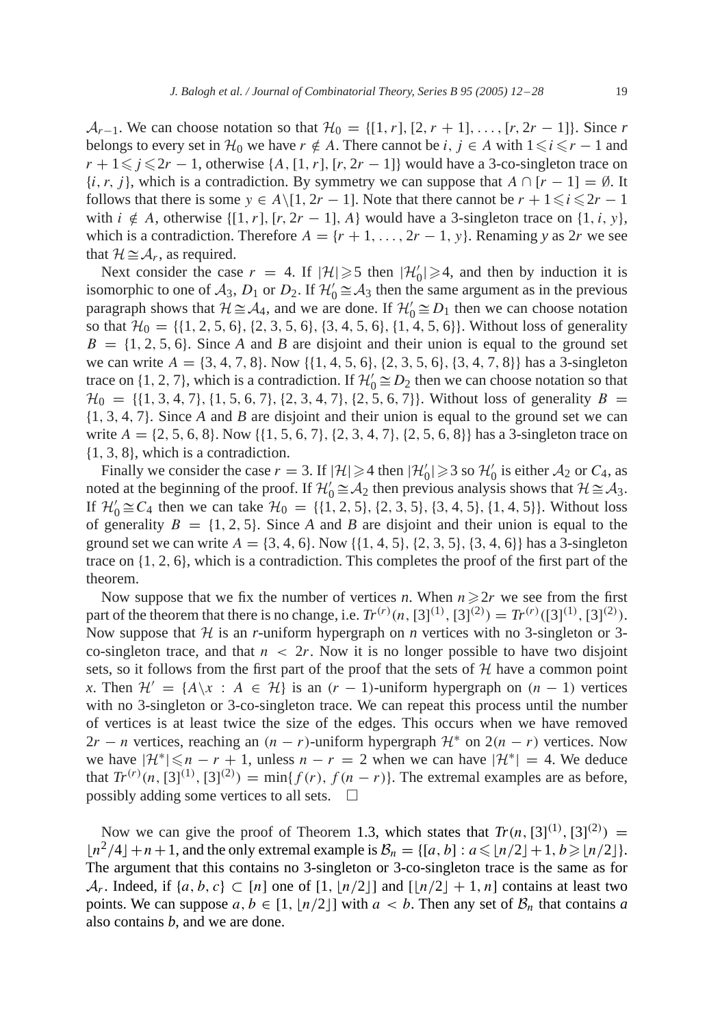$\mathcal{A}_{r-1}$. We can choose notation so that $\mathcal{H}_0 = \{[1, r], [2, r+1], \dots, [r, 2r-1]\}$. Since $r$ belongs to every set in $\mathcal{H}_0$ we have $r \notin A$. There cannot be $i, j \in A$ with $1 \leqslant i \leqslant r-1$ and $r+1 \leqslant j \leqslant 2r-1$, otherwise $\{A, [1, r], [r, 2r-1]\}$ would have a 3-co-singleton trace on $\{i, r, j\}$, which is a contradiction. By symmetry we can suppose that $A \cap [r-1] = \emptyset$. It follows that there is some $y \in A \backslash [1, 2r-1]$. Note that there cannot be $r+1 \leqslant i \leqslant 2r-1$ with $i \notin A$, otherwise $\{[1, r], [r, 2r-1], A\}$ would have a 3-singleton trace on $\{1, i, y\}$, which is a contradiction. Therefore $A = \{r+1, \dots, 2r-1, y\}$. Renaming $y$ as $2r$ we see that $\mathcal{H} \cong \mathcal{A}_r$, as required.

Next consider the case $r = 4$. If $|\mathcal{H}| \geqslant 5$ then $|\mathcal{H}'_0| \geqslant 4$, and then by induction it is isomorphic to one of $\mathcal{A}_3$, $D_1$ or $D_2$. If $\mathcal{H}'_0 \cong \mathcal{A}_3$ then the same argument as in the previous paragraph shows that $\mathcal{H} \cong \mathcal{A}_4$, and we are done. If $\mathcal{H}'_0 \cong D_1$ then we can choose notation so that $\mathcal{H}_0 = \{\{1, 2, 5, 6\}, \{2, 3, 5, 6\}, \{3, 4, 5, 6\}, \{1, 4, 5, 6\}\}$. Without loss of generality $B = \{1, 2, 5, 6\}$. Since $A$ and $B$ are disjoint and their union is equal to the ground set we can write $A = \{3, 4, 7, 8\}$. Now $\{\{1, 4, 5, 6\}, \{2, 3, 5, 6\}, \{3, 4, 7, 8\}\}$ has a 3-singleton trace on $\{1, 2, 7\}$, which is a contradiction. If $\mathcal{H}'_0 \cong D_2$ then we can choose notation so that $\mathcal{H}_0 = \{\{1, 3, 4, 7\}, \{1, 5, 6, 7\}, \{2, 3, 4, 7\}, \{2, 5, 6, 7\}\}$. Without loss of generality $B = \{1, 3, 4, 7\}$. Since $A$ and $B$ are disjoint and their union is equal to the ground set we can write $A = \{2, 5, 6, 8\}$. Now $\{\{1, 5, 6, 7\}, \{2, 3, 4, 7\}, \{2, 5, 6, 8\}\}$ has a 3-singleton trace on $\{1, 3, 8\}$, which is a contradiction.

Finally we consider the case $r = 3$. If $|\mathcal{H}| \geqslant 4$ then $|\mathcal{H}'_0| \geqslant 3$ so $\mathcal{H}'_0$ is either $\mathcal{A}_2$ or $C_4$, as noted at the beginning of the proof. If $\mathcal{H}'_0 \cong \mathcal{A}_2$ then previous analysis shows that $\mathcal{H} \cong \mathcal{A}_3$. If $\mathcal{H}'_0 \cong C_4$ then we can take $\mathcal{H}_0 = \{\{1, 2, 5\}, \{2, 3, 5\}, \{3, 4, 5\}, \{1, 4, 5\}\}$. Without loss of generality $B = \{1, 2, 5\}$. Since $A$ and $B$ are disjoint and their union is equal to the ground set we can write $A = \{3, 4, 6\}$. Now $\{\{1, 4, 5\}, \{2, 3, 5\}, \{3, 4, 6\}\}$ has a 3-singleton trace on $\{1, 2, 6\}$, which is a contradiction. This completes the proof of the first part of the theorem.

Now suppose that we fix the number of vertices $n$. When $n \geqslant 2r$ we see from the first part of the theorem that there is no change, i.e. $Tr^{(r)}(n, [3]^{(1)}, [3]^{(2)}) = Tr^{(r)}([3]^{(1)}, [3]^{(2)})$. Now suppose that $\mathcal{H}$ is an $r$-uniform hypergraph on $n$ vertices with no 3-singleton or 3-co-singleton trace, and that $n < 2r$. Now it is no longer possible to have two disjoint sets, so it follows from the first part of the proof that the sets of $\mathcal{H}$ have a common point $x$. Then $\mathcal{H}' = \{A \backslash x : A \in \mathcal{H}\}$ is an $(r-1)$-uniform hypergraph on $(n-1)$ vertices with no 3-singleton or 3-co-singleton trace. We can repeat this process until the number of vertices is at least twice the size of the edges. This occurs when we have removed $2r - n$ vertices, reaching an $(n-r)$-uniform hypergraph $\mathcal{H}^*$ on $2(n-r)$ vertices. Now we have $|\mathcal{H}^*| \leqslant n - r + 1$, unless $n - r = 2$ when we can have $|\mathcal{H}^*| = 4$. We deduce that $Tr^{(r)}(n, [3]^{(1)}, [3]^{(2)}) = \min\{f(r), f(n-r)\}$. The extremal examples are as before, possibly adding some vertices to all sets. $\square$

Now we can give the proof of Theorem 1.3, which states that $Tr(n, [3]^{(1)}, [3]^{(2)}) = \lfloor n^2/4 \rfloor + n + 1$, and the only extremal example is $\mathcal{B}_n = \{[a, b] : a \leqslant \lfloor n/2 \rfloor + 1, b \geqslant \lfloor n/2 \rfloor\}$. The argument that this contains no 3-singleton or 3-co-singleton trace is the same as for $\mathcal{A}_r$. Indeed, if $\{a, b, c\} \subset [n]$ one of $[1, \lfloor n/2 \rfloor]$ and $[\lfloor n/2 \rfloor + 1, n]$ contains at least two points. We can suppose $a, b \in [1, \lfloor n/2 \rfloor]$ with $a < b$. Then any set of $\mathcal{B}_n$ that contains $a$ also contains $b$, and we are done.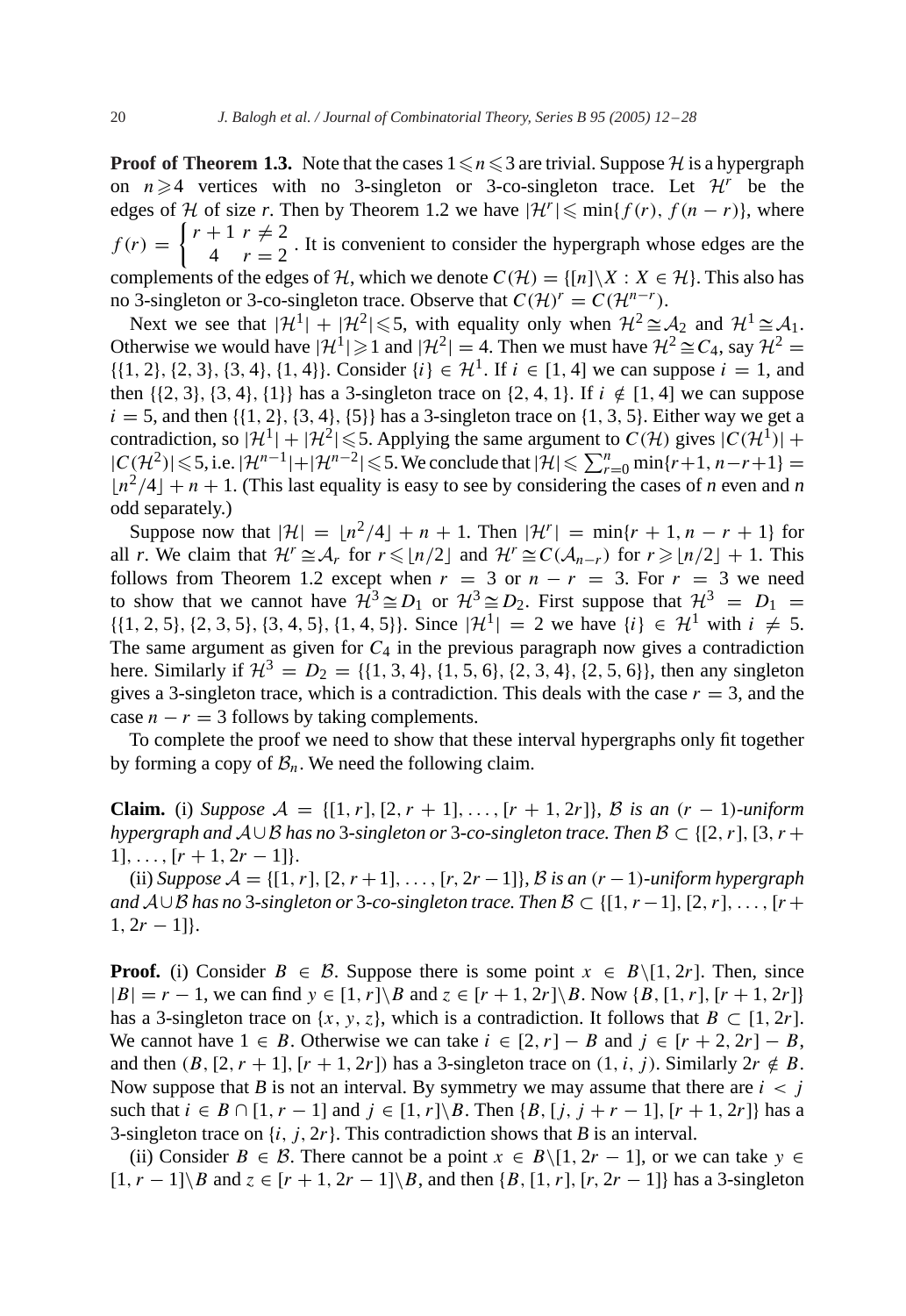**Proof of Theorem 1.3.** Note that the cases $1 \leqslant n \leqslant 3$ are trivial. Suppose $\mathcal{H}$ is a hypergraph on $n \geqslant 4$ vertices with no 3-singleton or 3-co-singleton trace. Let $\mathcal{H}^r$ be the edges of $\mathcal{H}$ of size $r$. Then by Theorem 1.2 we have $|\mathcal{H}^r| \leqslant \min\{f(r), f(n-r)\}$, where $f(r) = \begin{cases} r+1 & r \neq 2 \\ 4 & r = 2 \end{cases}$. It is convenient to consider the hypergraph whose edges are the complements of the edges of $\mathcal{H}$, which we denote $C(\mathcal{H}) = \{[n]\backslash X : X \in \mathcal{H}\}$. This also has no 3-singleton or 3-co-singleton trace. Observe that $C(\mathcal{H})^r = C(\mathcal{H}^{n-r})$.

Next we see that $|\mathcal{H}^1| + |\mathcal{H}^2| \leqslant 5$, with equality only when $\mathcal{H}^2 \cong \mathcal{A}_2$ and $\mathcal{H}^1 \cong \mathcal{A}_1$. Otherwise we would have $|\mathcal{H}^1| \geqslant 1$ and $|\mathcal{H}^2| = 4$. Then we must have $\mathcal{H}^2 \cong C_4$, say $\mathcal{H}^2 = \{\{1,2\},\{2,3\},\{3,4\},\{1,4\}\}$. Consider $\{i\} \in \mathcal{H}^1$. If $i \in [1,4]$ we can suppose $i = 1$, and then $\{\{2,3\},\{3,4\},\{1\}\}$ has a 3-singleton trace on $\{2,4,1\}$. If $i \notin [1,4]$ we can suppose $i = 5$, and then $\{\{1,2\},\{3,4\},\{5\}\}$ has a 3-singleton trace on $\{1,3,5\}$. Either way we get a contradiction, so $|\mathcal{H}^1| + |\mathcal{H}^2| \leqslant 5$. Applying the same argument to $C(\mathcal{H})$ gives $|C(\mathcal{H}^1)| + |C(\mathcal{H}^2)| \leqslant 5$, i.e. $|\mathcal{H}^{n-1}| + |\mathcal{H}^{n-2}| \leqslant 5$. We conclude that $|\mathcal{H}| \leqslant \sum_{r=0}^{n} \min\{r+1, n-r+1\} = \lfloor n^2/4 \rfloor + n + 1$. (This last equality is easy to see by considering the cases of $n$ even and $n$ odd separately.)

Suppose now that $|\mathcal{H}| = \lfloor n^2/4 \rfloor + n + 1$. Then $|\mathcal{H}^r| = \min\{r+1, n-r+1\}$ for all $r$. We claim that $\mathcal{H}^r \cong \mathcal{A}_r$ for $r \leqslant \lfloor n/2 \rfloor$ and $\mathcal{H}^r \cong C(\mathcal{A}_{n-r})$ for $r \geqslant \lfloor n/2 \rfloor + 1$. This follows from Theorem 1.2 except when $r = 3$ or $n - r = 3$. For $r = 3$ we need to show that we cannot have $\mathcal{H}^3 \cong D_1$ or $\mathcal{H}^3 \cong D_2$. First suppose that $\mathcal{H}^3 = D_1 = \{\{1,2,5\},\{2,3,5\},\{3,4,5\},\{1,4,5\}\}$. Since $|\mathcal{H}^1| = 2$ we have $\{i\} \in \mathcal{H}^1$ with $i \neq 5$. The same argument as given for $C_4$ in the previous paragraph now gives a contradiction here. Similarly if $\mathcal{H}^3 = D_2 = \{\{1,3,4\},\{1,5,6\},\{2,3,4\},\{2,5,6\}\}$, then any singleton gives a 3-singleton trace, which is a contradiction. This deals with the case $r = 3$, and the case $n - r = 3$ follows by taking complements.

To complete the proof we need to show that these interval hypergraphs only fit together by forming a copy of $\mathcal{B}_n$. We need the following claim.

**Claim.** (i) *Suppose $\mathcal{A} = \{[1,r],[2,r+1],\ldots,[r+1,2r]\}$, $\mathcal{B}$ is an $(r-1)$-uniform hypergraph and $\mathcal{A} \cup \mathcal{B}$ has no 3-singleton or 3-co-singleton trace. Then $\mathcal{B} \subset \{[2,r],[3,r+1],\ldots,[r+1,2r-1]\}$.*

(ii) *Suppose $\mathcal{A} = \{[1,r],[2,r+1],\ldots,[r,2r-1]\}$, $\mathcal{B}$ is an $(r-1)$-uniform hypergraph and $\mathcal{A} \cup \mathcal{B}$ has no 3-singleton or 3-co-singleton trace. Then $\mathcal{B} \subset \{[1,r-1],[2,r],\ldots,[r+1,2r-1]\}$.*

**Proof.** (i) Consider $B \in \mathcal{B}$. Suppose there is some point $x \in B\backslash[1,2r]$. Then, since $|B| = r-1$, we can find $y \in [1,r]\backslash B$ and $z \in [r+1,2r]\backslash B$. Now $\{B,[1,r],[r+1,2r]\}$ has a 3-singleton trace on $\{x,y,z\}$, which is a contradiction. It follows that $B \subset [1,2r]$. We cannot have $1 \in B$. Otherwise we can take $i \in [2,r] - B$ and $j \in [r+2,2r] - B$, and then $(B,[2,r+1],[r+1,2r])$ has a 3-singleton trace on $(1,i,j)$. Similarly $2r \notin B$. Now suppose that $B$ is not an interval. By symmetry we may assume that there are $i < j$ such that $i \in B \cap [1,r-1]$ and $j \in [1,r]\backslash B$. Then $\{B,[j,j+r-1],[r+1,2r]\}$ has a 3-singleton trace on $\{i,j,2r\}$. This contradiction shows that $B$ is an interval.

(ii) Consider $B \in \mathcal{B}$. There cannot be a point $x \in B\backslash[1,2r-1]$, or we can take $y \in [1,r-1]\backslash B$ and $z \in [r+1,2r-1]\backslash B$, and then $\{B,[1,r],[r,2r-1]\}$ has a 3-singleton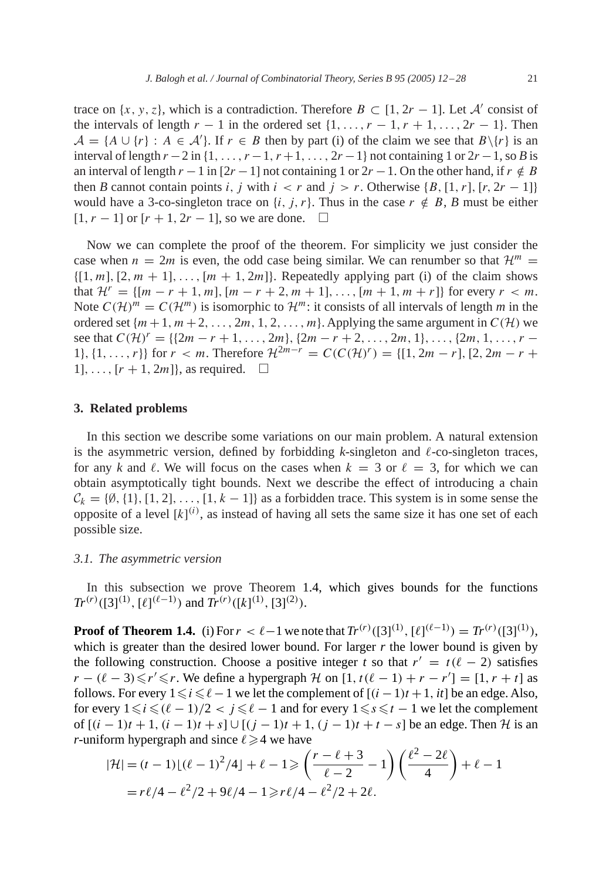trace on $\{x, y, z\}$, which is a contradiction. Therefore $B \subset [1, 2r-1]$. Let $\mathcal{A}'$ consist of the intervals of length $r-1$ in the ordered set $\{1, \ldots, r-1, r+1, \ldots, 2r-1\}$. Then $\mathcal{A} = \{A \cup \{r\} : A \in \mathcal{A}'\}$. If $r \in B$ then by part (i) of the claim we see that $B \setminus \{r\}$ is an interval of length $r-2$ in $\{1, \ldots, r-1, r+1, \ldots, 2r-1\}$ not containing 1 or $2r-1$, so $B$ is an interval of length $r-1$ in $[2r-1]$ not containing 1 or $2r-1$. On the other hand, if $r \notin B$ then $B$ cannot contain points $i$, $j$ with $i < r$ and $j > r$. Otherwise $\{B, [1, r], [r, 2r-1]\}$ would have a 3-co-singleton trace on $\{i, j, r\}$. Thus in the case $r \notin B$, $B$ must be either $[1, r-1]$ or $[r+1, 2r-1]$, so we are done. $\square$

Now we can complete the proof of the theorem. For simplicity we just consider the case when $n = 2m$ is even, the odd case being similar. We can renumber so that $\mathcal{H}^m = \{[1, m], [2, m+1], \ldots, [m+1, 2m]\}$. Repeatedly applying part (i) of the claim shows that $\mathcal{H}^r = \{[m-r+1, m], [m-r+2, m+1], \ldots, [m+1, m+r]\}$ for every $r < m$. Note $C(\mathcal{H})^m = C(\mathcal{H}^m)$ is isomorphic to $\mathcal{H}^m$: it consists of all intervals of length $m$ in the ordered set $\{m+1, m+2, \ldots, 2m, 1, 2, \ldots, m\}$. Applying the same argument in $C(\mathcal{H})$ we see that $C(\mathcal{H})^r = \{\{2m-r+1, \ldots, 2m\}, \{2m-r+2, \ldots, 2m, 1\}, \ldots, \{2m, 1, \ldots, r-1\}, \{1, \ldots, r\}\}$ for $r < m$. Therefore $\mathcal{H}^{2m-r} = C(C(\mathcal{H})^r) = \{[1, 2m-r], [2, 2m-r+1], \ldots, [r+1, 2m]\}$, as required. $\square$

## 3. Related problems

In this section we describe some variations on our main problem. A natural extension is the asymmetric version, defined by forbidding $k$-singleton and $\ell$-co-singleton traces, for any $k$ and $\ell$. We will focus on the cases when $k = 3$ or $\ell = 3$, for which we can obtain asymptotically tight bounds. Next we describe the effect of introducing a chain $\mathcal{C}_k = \{\emptyset, \{1\}, [1, 2], \ldots, [1, k-1]\}$ as a forbidden trace. This system is in some sense the opposite of a level $[k]^{(i)}$, as instead of having all sets the same size it has one set of each possible size.

### 3.1. The asymmetric version

In this subsection we prove Theorem 1.4, which gives bounds for the functions $Tr^{(r)}([3]^{(1)}, [\ell]^{(\ell-1)})$ and $Tr^{(r)}([k]^{(1)}, [3]^{(2)})$.

**Proof of Theorem 1.4.** (i) For $r < \ell - 1$ we note that $Tr^{(r)}([3]^{(1)}, [\ell]^{(\ell-1)}) = Tr^{(r)}([3]^{(1)})$, which is greater than the desired lower bound. For larger $r$ the lower bound is given by the following construction. Choose a positive integer $t$ so that $r' = t(\ell-2)$ satisfies $r - (\ell - 3) \leqslant r' \leqslant r$. We define a hypergraph $\mathcal{H}$ on $[1, t(\ell-1) + r - r'] = [1, r+t]$ as follows. For every $1 \leqslant i \leqslant \ell - 1$ we let the complement of $[(i-1)t+1, it]$ be an edge. Also, for every $1 \leqslant i \leqslant (\ell-1)/2 < j \leqslant \ell - 1$ and for every $1 \leqslant s \leqslant t-1$ we let the complement of $[(i-1)t+1, (i-1)t+s] \cup [(j-1)t+1, (j-1)t+t-s]$ be an edge. Then $\mathcal{H}$ is an $r$-uniform hypergraph and since $\ell \geqslant 4$ we have

$$
\begin{aligned}
|\mathcal{H}| &= (t-1)\lfloor(\ell-1)^2/4\rfloor + \ell - 1 \geqslant \left(\frac{r-\ell+3}{\ell-2} - 1\right)\left(\frac{\ell^2 - 2\ell}{4}\right) + \ell - 1 \\
&= r\ell/4 - \ell^2/2 + 9\ell/4 - 1 \geqslant r\ell/4 - \ell^2/2 + 2\ell.
\end{aligned}
$$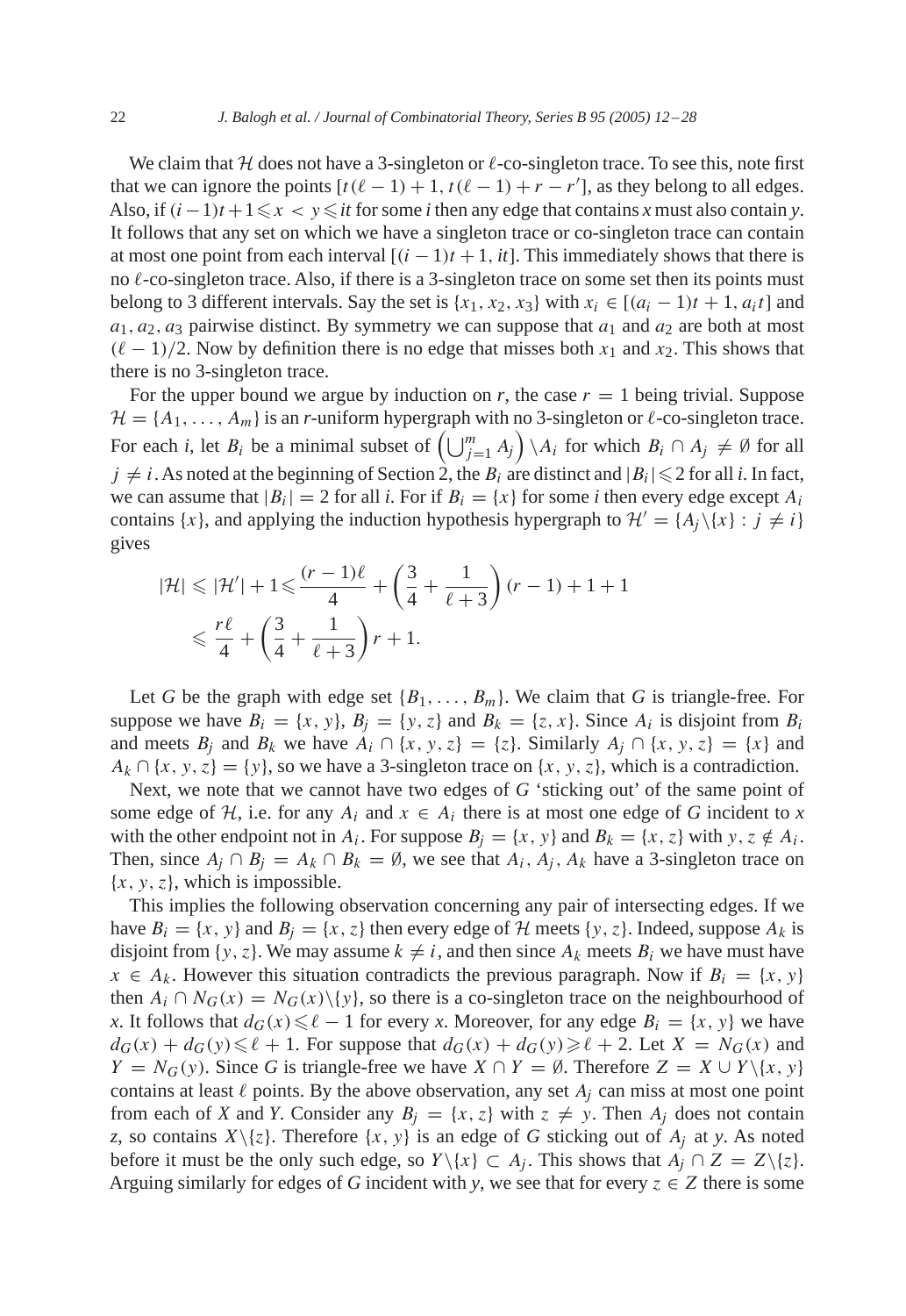We claim that $\mathcal{H}$ does not have a 3-singleton or $\ell$-co-singleton trace. To see this, note first that we can ignore the points $[t(\ell-1)+1, t(\ell-1)+r-r']$, as they belong to all edges. Also, if $(i-1)t+1 \leqslant x < y \leqslant it$ for some $i$ then any edge that contains $x$ must also contain $y$. It follows that any set on which we have a singleton trace or co-singleton trace can contain at most one point from each interval $[(i-1)t+1, it]$. This immediately shows that there is no $\ell$-co-singleton trace. Also, if there is a 3-singleton trace on some set then its points must belong to 3 different intervals. Say the set is $\{x_1, x_2, x_3\}$ with $x_i \in [(a_i-1)t+1, a_i t]$ and $a_1, a_2, a_3$ pairwise distinct. By symmetry we can suppose that $a_1$ and $a_2$ are both at most $(\ell-1)/2$. Now by definition there is no edge that misses both $x_1$ and $x_2$. This shows that there is no 3-singleton trace.

For the upper bound we argue by induction on $r$, the case $r=1$ being trivial. Suppose $\mathcal{H} = \{A_1, \ldots, A_m\}$ is an $r$-uniform hypergraph with no 3-singleton or $\ell$-co-singleton trace. For each $i$, let $B_i$ be a minimal subset of $\left(\bigcup_{j=1}^m A_j\right) \setminus A_i$ for which $B_i \cap A_j \neq \emptyset$ for all $j \neq i$. As noted at the beginning of Section 2, the $B_i$ are distinct and $|B_i| \leqslant 2$ for all $i$. In fact, we can assume that $|B_i| = 2$ for all $i$. For if $B_i = \{x\}$ for some $i$ then every edge except $A_i$ contains $\{x\}$, and applying the induction hypothesis hypergraph to $\mathcal{H}' = \{A_j \setminus \{x\} : j \neq i\}$ gives

$$
\begin{aligned}
|\mathcal{H}| \leqslant |\mathcal{H}'| + 1 &\leqslant \frac{(r-1)\ell}{4} + \left(\frac{3}{4} + \frac{1}{\ell+3}\right)(r-1) + 1 + 1 \\
&\leqslant \frac{r\ell}{4} + \left(\frac{3}{4} + \frac{1}{\ell+3}\right) r + 1.
\end{aligned}
$$

Let $G$ be the graph with edge set $\{B_1, \ldots, B_m\}$. We claim that $G$ is triangle-free. For suppose we have $B_i = \{x, y\}$, $B_j = \{y, z\}$ and $B_k = \{z, x\}$. Since $A_i$ is disjoint from $B_i$ and meets $B_j$ and $B_k$ we have $A_i \cap \{x, y, z\} = \{z\}$. Similarly $A_j \cap \{x, y, z\} = \{x\}$ and $A_k \cap \{x, y, z\} = \{y\}$, so we have a 3-singleton trace on $\{x, y, z\}$, which is a contradiction.

Next, we note that we cannot have two edges of $G$ 'sticking out' of the same point of some edge of $\mathcal{H}$, i.e. for any $A_i$ and $x \in A_i$ there is at most one edge of $G$ incident to $x$ with the other endpoint not in $A_i$. For suppose $B_j = \{x, y\}$ and $B_k = \{x, z\}$ with $y, z \notin A_i$. Then, since $A_j \cap B_j = A_k \cap B_k = \emptyset$, we see that $A_i, A_j, A_k$ have a 3-singleton trace on $\{x, y, z\}$, which is impossible.

This implies the following observation concerning any pair of intersecting edges. If we have $B_i = \{x, y\}$ and $B_j = \{x, z\}$ then every edge of $\mathcal{H}$ meets $\{y, z\}$. Indeed, suppose $A_k$ is disjoint from $\{y, z\}$. We may assume $k \neq i$, and then since $A_k$ meets $B_i$ we have must have $x \in A_k$. However this situation contradicts the previous paragraph. Now if $B_i = \{x, y\}$ then $A_i \cap N_G(x) = N_G(x) \setminus \{y\}$, so there is a co-singleton trace on the neighbourhood of $x$. It follows that $d_G(x) \leqslant \ell - 1$ for every $x$. Moreover, for any edge $B_i = \{x, y\}$ we have $d_G(x) + d_G(y) \leqslant \ell + 1$. For suppose that $d_G(x) + d_G(y) \geqslant \ell + 2$. Let $X = N_G(x)$ and $Y = N_G(y)$. Since $G$ is triangle-free we have $X \cap Y = \emptyset$. Therefore $Z = X \cup Y \setminus \{x, y\}$ contains at least $\ell$ points. By the above observation, any set $A_j$ can miss at most one point from each of $X$ and $Y$. Consider any $B_j = \{x, z\}$ with $z \neq y$. Then $A_j$ does not contain $z$, so contains $X \setminus \{z\}$. Therefore $\{x, y\}$ is an edge of $G$ sticking out of $A_j$ at $y$. As noted before it must be the only such edge, so $Y \setminus \{x\} \subset A_j$. This shows that $A_j \cap Z = Z \setminus \{z\}$. Arguing similarly for edges of $G$ incident with $y$, we see that for every $z \in Z$ there is some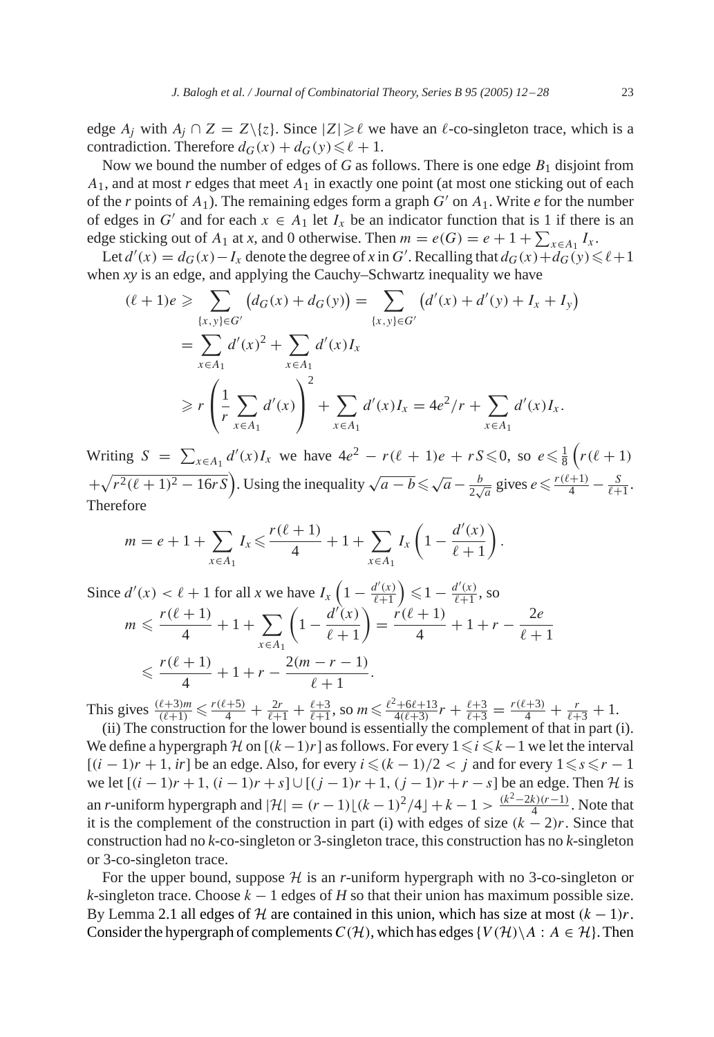edge $A_j$ with $A_j \cap Z = Z \setminus \{z\}$. Since $|Z| \geqslant \ell$ we have an $\ell$-co-singleton trace, which is a contradiction. Therefore $d_G(x) + d_G(y) \leqslant \ell + 1$.

Now we bound the number of edges of $G$ as follows. There is one edge $B_1$ disjoint from $A_1$, and at most $r$ edges that meet $A_1$ in exactly one point (at most one sticking out of each of the $r$ points of $A_1$). The remaining edges form a graph $G'$ on $A_1$. Write $e$ for the number of edges in $G'$ and for each $x \in A_1$ let $I_x$ be an indicator function that is 1 if there is an edge sticking out of $A_1$ at $x$, and 0 otherwise. Then $m = e(G) = e + 1 + \sum_{x \in A_1} I_x$.

Let $d'(x) = d_G(x) - I_x$ denote the degree of $x$ in $G'$. Recalling that $d_G(x) + d_G(y) \leqslant \ell + 1$ when $xy$ is an edge, and applying the Cauchy–Schwartz inequality we have

$$
\begin{aligned}
(\ell + 1)e &\geqslant \sum_{\{x,y\} \in G'} \left(d_G(x) + d_G(y)\right) = \sum_{\{x,y\} \in G'} \left(d'(x) + d'(y) + I_x + I_y\right) \\
&= \sum_{x \in A_1} d'(x)^2 + \sum_{x \in A_1} d'(x) I_x \\
&\geqslant r \left( \frac{1}{r} \sum_{x \in A_1} d'(x) \right)^2 + \sum_{x \in A_1} d'(x) I_x = 4e^2/r + \sum_{x \in A_1} d'(x) I_x.
\end{aligned}
$$

Writing $S = \sum_{x \in A_1} d'(x) I_x$ we have $4e^2 - r(\ell + 1)e + rS \leqslant 0$, so $e \leqslant \frac{1}{8}\left(r(\ell+1) + \sqrt{r^2(\ell+1)^2 - 16rS}\right)$. Using the inequality $\sqrt{a - b} \leqslant \sqrt{a} - \frac{b}{2\sqrt{a}}$ gives $e \leqslant \frac{r(\ell+1)}{4} - \frac{S}{\ell+1}$. Therefore

$$
m = e + 1 + \sum_{x \in A_1} I_x \leqslant \frac{r(\ell+1)}{4} + 1 + \sum_{x \in A_1} I_x \left(1 - \frac{d'(x)}{\ell + 1}\right).
$$

Since $d'(x) < \ell + 1$ for all $x$ we have $I_x \left(1 - \frac{d'(x)}{\ell+1}\right) \leqslant 1 - \frac{d'(x)}{\ell+1}$, so

$$
\begin{aligned}
m &\leqslant \frac{r(\ell+1)}{4} + 1 + \sum_{x \in A_1} \left(1 - \frac{d'(x)}{\ell+1}\right) = \frac{r(\ell+1)}{4} + 1 + r - \frac{2e}{\ell+1} \\
&\leqslant \frac{r(\ell+1)}{4} + 1 + r - \frac{2(m - r - 1)}{\ell + 1}.
\end{aligned}
$$

This gives $\frac{(\ell+3)m}{(\ell+1)} \leqslant \frac{r(\ell+5)}{4} + \frac{2r}{\ell+1} + \frac{\ell+3}{\ell+1}$, so $m \leqslant \frac{\ell^2+6\ell+13}{4(\ell+3)} r + \frac{\ell+3}{\ell+3} = \frac{r(\ell+3)}{4} + \frac{r}{\ell+3} + 1$.

(ii) The construction for the lower bound is essentially the complement of that in part (i). We define a hypergraph $\mathcal{H}$ on $[(k-1)r]$ as follows. For every $1 \leqslant i \leqslant k-1$ we let the interval $[(i-1)r + 1, ir]$ be an edge. Also, for every $i \leqslant (k-1)/2 < j$ and for every $1 \leqslant s \leqslant r - 1$ we let $[(i-1)r + 1, (i-1)r + s] \cup [(j-1)r + 1, (j-1)r + r - s]$ be an edge. Then $\mathcal{H}$ is an $r$-uniform hypergraph and $|\mathcal{H}| = (r-1)\lfloor (k-1)^2/4 \rfloor + k - 1 > \frac{(k^2-2k)(r-1)}{4}$. Note that it is the complement of the construction in part (i) with edges of size $(k-2)r$. Since that construction had no $k$-co-singleton or 3-singleton trace, this construction has no $k$-singleton or 3-co-singleton trace.

For the upper bound, suppose $\mathcal{H}$ is an $r$-uniform hypergraph with no 3-co-singleton or $k$-singleton trace. Choose $k-1$ edges of $H$ so that their union has maximum possible size. By Lemma 2.1 all edges of $\mathcal{H}$ are contained in this union, which has size at most $(k-1)r$. Consider the hypergraph of complements $C(\mathcal{H})$, which has edges $\{V(\mathcal{H}) \setminus A : A \in \mathcal{H}\}$. Then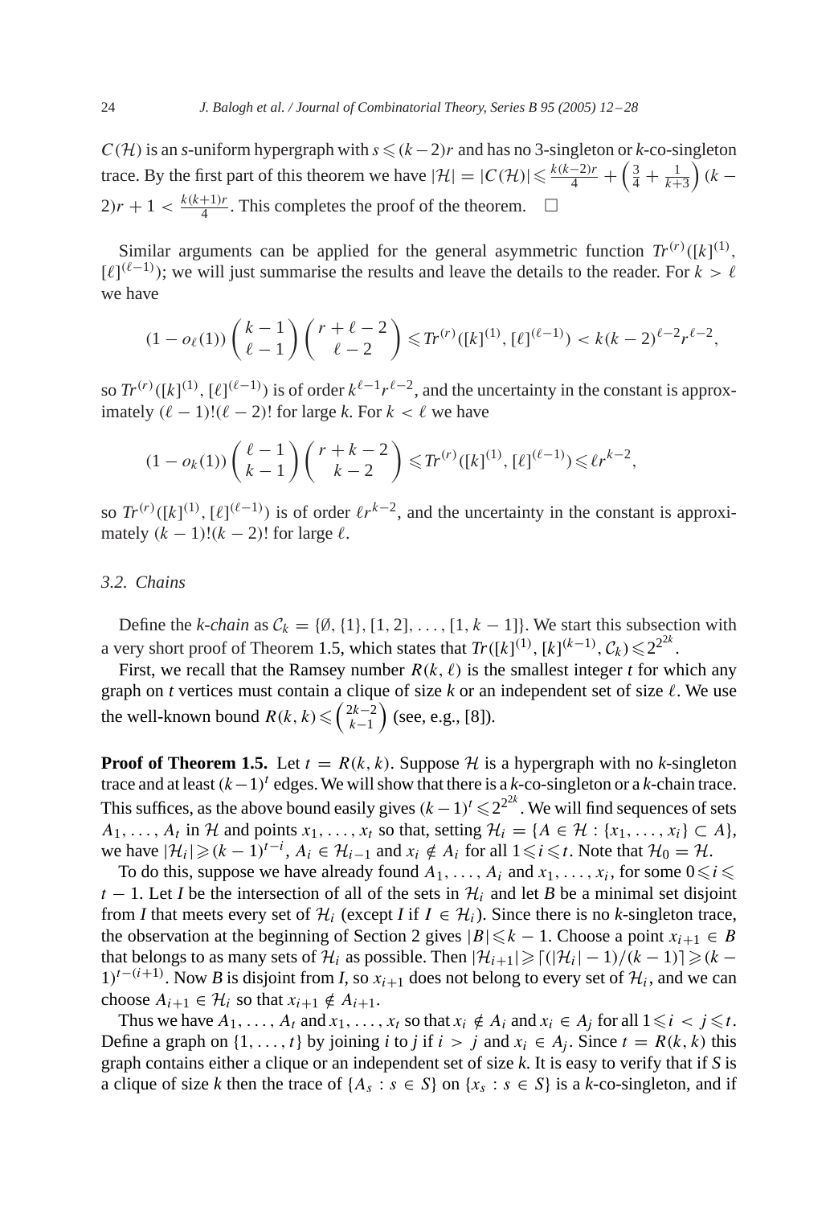$C(\mathcal{H})$ is an $s$-uniform hypergraph with $s \leqslant (k-2)r$ and has no 3-singleton or $k$-co-singleton trace. By the first part of this theorem we have $|\mathcal{H}| = |C(\mathcal{H})| \leqslant \frac{k(k-2)r}{4} + \left(\frac{3}{4} + \frac{1}{k+3}\right)(k-2)r + 1 < \frac{k(k+1)r}{4}$. This completes the proof of the theorem. $\square$

Similar arguments can be applied for the general asymmetric function $Tr^{(r)}([k]^{(1)}, [\ell]^{(\ell-1)})$; we will just summarise the results and leave the details to the reader. For $k > \ell$ we have

$$(1 - o_\ell(1)) \binom{k-1}{\ell-1} \binom{r+\ell-2}{\ell-2} \leqslant Tr^{(r)}([k]^{(1)}, [\ell]^{(\ell-1)}) < k(k-2)^{\ell-2} r^{\ell-2},$$

so $Tr^{(r)}([k]^{(1)}, [\ell]^{(\ell-1)})$ is of order $k^{\ell-1}r^{\ell-2}$, and the uncertainty in the constant is approximately $(\ell-1)!(\ell-2)!$ for large $k$. For $k < \ell$ we have

$$(1 - o_k(1)) \binom{\ell-1}{k-1} \binom{r+k-2}{k-2} \leqslant Tr^{(r)}([k]^{(1)}, [\ell]^{(\ell-1)}) \leqslant \ell r^{k-2},$$

so $Tr^{(r)}([k]^{(1)}, [\ell]^{(\ell-1)})$ is of order $\ell r^{k-2}$, and the uncertainty in the constant is approximately $(k-1)!(k-2)!$ for large $\ell$.

### 3.2. Chains

Define the *k-chain* as $\mathcal{C}_k = \{\emptyset, \{1\}, [1,2], \ldots, [1, k-1]\}$. We start this subsection with a very short proof of Theorem 1.5, which states that $Tr([k]^{(1)}, [k]^{(k-1)}, \mathcal{C}_k) \leqslant 2^{2^{2k}}$.

First, we recall that the Ramsey number $R(k, \ell)$ is the smallest integer $t$ for which any graph on $t$ vertices must contain a clique of size $k$ or an independent set of size $\ell$. We use the well-known bound $R(k,k) \leqslant \binom{2k-2}{k-1}$ (see, e.g., [8]).

**Proof of Theorem 1.5.** Let $t = R(k,k)$. Suppose $\mathcal{H}$ is a hypergraph with no $k$-singleton trace and at least $(k-1)^t$ edges. We will show that there is a $k$-co-singleton or a $k$-chain trace. This suffices, as the above bound easily gives $(k-1)^t \leqslant 2^{2^{2k}}$. We will find sequences of sets $A_1, \ldots, A_t$ in $\mathcal{H}$ and points $x_1, \ldots, x_t$ so that, setting $\mathcal{H}_i = \{A \in \mathcal{H} : \{x_1, \ldots, x_i\} \subset A\}$, we have $|\mathcal{H}_i| \geqslant (k-1)^{t-i}$, $A_i \in \mathcal{H}_{i-1}$ and $x_i \notin A_i$ for all $1 \leqslant i \leqslant t$. Note that $\mathcal{H}_0 = \mathcal{H}$.

To do this, suppose we have already found $A_1, \ldots, A_i$ and $x_1, \ldots, x_i$, for some $0 \leqslant i \leqslant t-1$. Let $I$ be the intersection of all of the sets in $\mathcal{H}_i$ and let $B$ be a minimal set disjoint from $I$ that meets every set of $\mathcal{H}_i$ (except $I$ if $I \in \mathcal{H}_i$). Since there is no $k$-singleton trace, the observation at the beginning of Section 2 gives $|B| \leqslant k-1$. Choose a point $x_{i+1} \in B$ that belongs to as many sets of $\mathcal{H}_i$ as possible. Then $|\mathcal{H}_{i+1}| \geqslant \lceil (|\mathcal{H}_i| - 1)/(k-1) \rceil \geqslant (k-1)^{t-(i+1)}$. Now $B$ is disjoint from $I$, so $x_{i+1}$ does not belong to every set of $\mathcal{H}_i$, and we can choose $A_{i+1} \in \mathcal{H}_i$ so that $x_{i+1} \notin A_{i+1}$.

Thus we have $A_1, \ldots, A_t$ and $x_1, \ldots, x_t$ so that $x_i \notin A_i$ and $x_i \in A_j$ for all $1 \leqslant i < j \leqslant t$. Define a graph on $\{1, \ldots, t\}$ by joining $i$ to $j$ if $i > j$ and $x_i \in A_j$. Since $t = R(k,k)$ this graph contains either a clique or an independent set of size $k$. It is easy to verify that if $S$ is a clique of size $k$ then the trace of $\{A_s : s \in S\}$ on $\{x_s : s \in S\}$ is a $k$-co-singleton, and if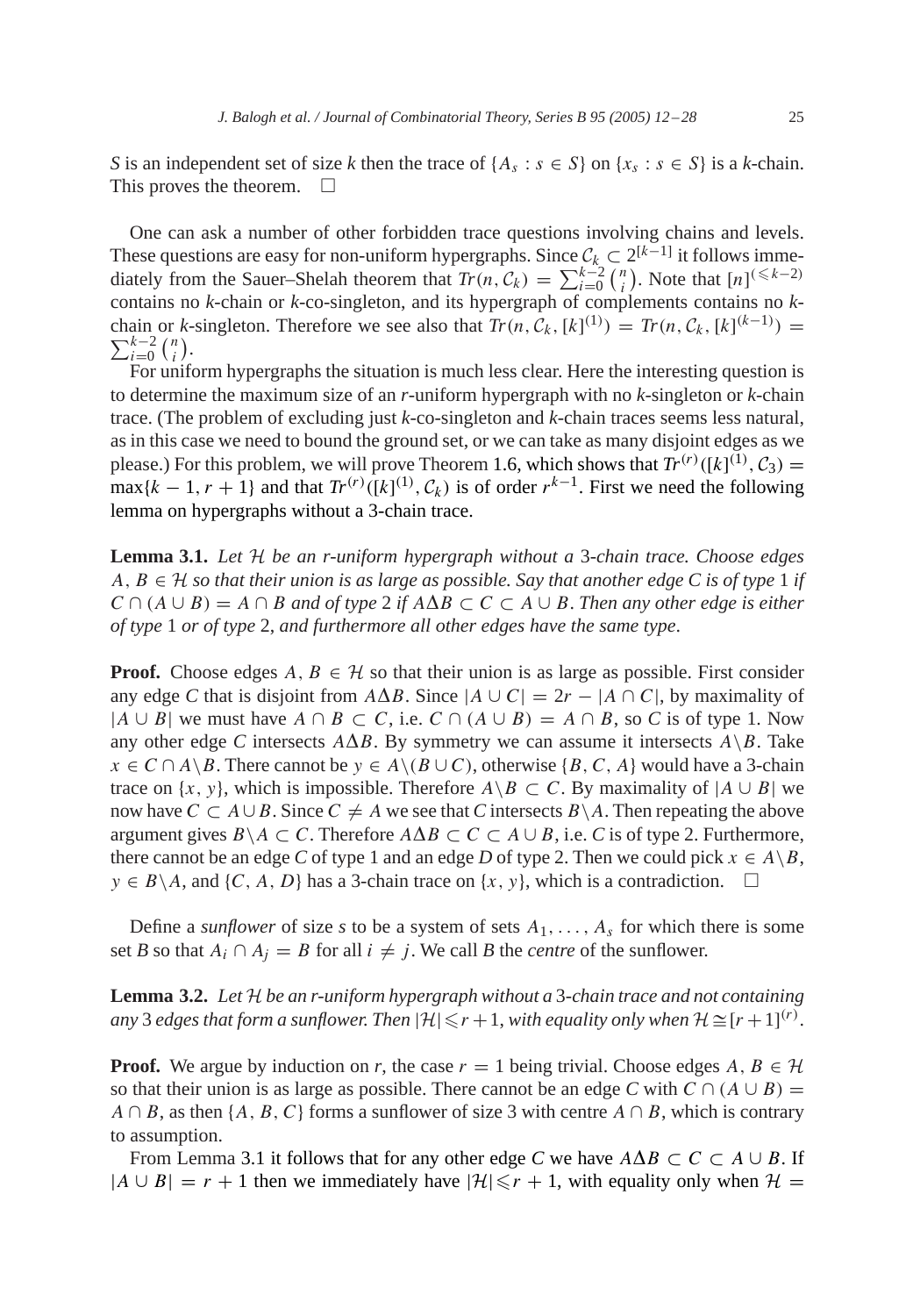$S$ is an independent set of size $k$ then the trace of $\{A_s : s \in S\}$ on $\{x_s : s \in S\}$ is a $k$-chain. This proves the theorem. $\square$

One can ask a number of other forbidden trace questions involving chains and levels. These questions are easy for non-uniform hypergraphs. Since $\mathcal{C}_k \subset 2^{[k-1]}$ it follows immediately from the Sauer–Shelah theorem that $Tr(n, \mathcal{C}_k) = \sum_{i=0}^{k-2} \binom{n}{i}$. Note that $[n]^{(\leqslant k-2)}$ contains no $k$-chain or $k$-co-singleton, and its hypergraph of complements contains no $k$-chain or $k$-singleton. Therefore we see also that $Tr(n, \mathcal{C}_k, [k]^{(1)}) = Tr(n, \mathcal{C}_k, [k]^{(k-1)}) = \sum_{i=0}^{k-2} \binom{n}{i}$.

For uniform hypergraphs the situation is much less clear. Here the interesting question is to determine the maximum size of an $r$-uniform hypergraph with no $k$-singleton or $k$-chain trace. (The problem of excluding just $k$-co-singleton and $k$-chain traces seems less natural, as in this case we need to bound the ground set, or we can take as many disjoint edges as we please.) For this problem, we will prove Theorem 1.6, which shows that $Tr^{(r)}([k]^{(1)}, \mathcal{C}_3) = \max\{k-1, r+1\}$ and that $Tr^{(r)}([k]^{(1)}, \mathcal{C}_k)$ is of order $r^{k-1}$. First we need the following lemma on hypergraphs without a 3-chain trace.

**Lemma 3.1.** *Let $\mathcal{H}$ be an $r$-uniform hypergraph without a* 3*-chain trace. Choose edges $A, B \in \mathcal{H}$ so that their union is as large as possible. Say that another edge $C$ is of type* 1 *if $C \cap (A \cup B) = A \cap B$ and of type* 2 *if $A \Delta B \subset C \subset A \cup B$. Then any other edge is either of type* 1 *or of type* 2, *and furthermore all other edges have the same type*.

**Proof.** Choose edges $A, B \in \mathcal{H}$ so that their union is as large as possible. First consider any edge $C$ that is disjoint from $A \Delta B$. Since $|A \cup C| = 2r - |A \cap C|$, by maximality of $|A \cup B|$ we must have $A \cap B \subset C$, i.e. $C \cap (A \cup B) = A \cap B$, so $C$ is of type 1. Now any other edge $C$ intersects $A \Delta B$. By symmetry we can assume it intersects $A \backslash B$. Take $x \in C \cap A \backslash B$. There cannot be $y \in A \backslash (B \cup C)$, otherwise $\{B, C, A\}$ would have a 3-chain trace on $\{x, y\}$, which is impossible. Therefore $A \backslash B \subset C$. By maximality of $|A \cup B|$ we now have $C \subset A \cup B$. Since $C \neq A$ we see that $C$ intersects $B \backslash A$. Then repeating the above argument gives $B \backslash A \subset C$. Therefore $A \Delta B \subset C \subset A \cup B$, i.e. $C$ is of type 2. Furthermore, there cannot be an edge $C$ of type 1 and an edge $D$ of type 2. Then we could pick $x \in A \backslash B$, $y \in B \backslash A$, and $\{C, A, D\}$ has a 3-chain trace on $\{x, y\}$, which is a contradiction. $\square$

Define a *sunflower* of size $s$ to be a system of sets $A_1, \ldots, A_s$ for which there is some set $B$ so that $A_i \cap A_j = B$ for all $i \neq j$. We call $B$ the *centre* of the sunflower.

**Lemma 3.2.** *Let $\mathcal{H}$ be an $r$-uniform hypergraph without a* 3*-chain trace and not containing any* 3 *edges that form a sunflower. Then $|\mathcal{H}| \leqslant r+1$, with equality only when $\mathcal{H} \cong [r+1]^{(r)}$.*

**Proof.** We argue by induction on $r$, the case $r = 1$ being trivial. Choose edges $A, B \in \mathcal{H}$ so that their union is as large as possible. There cannot be an edge $C$ with $C \cap (A \cup B) = A \cap B$, as then $\{A, B, C\}$ forms a sunflower of size 3 with centre $A \cap B$, which is contrary to assumption.

From Lemma 3.1 it follows that for any other edge $C$ we have $A \Delta B \subset C \subset A \cup B$. If $|A \cup B| = r + 1$ then we immediately have $|\mathcal{H}| \leqslant r + 1$, with equality only when $\mathcal{H} =$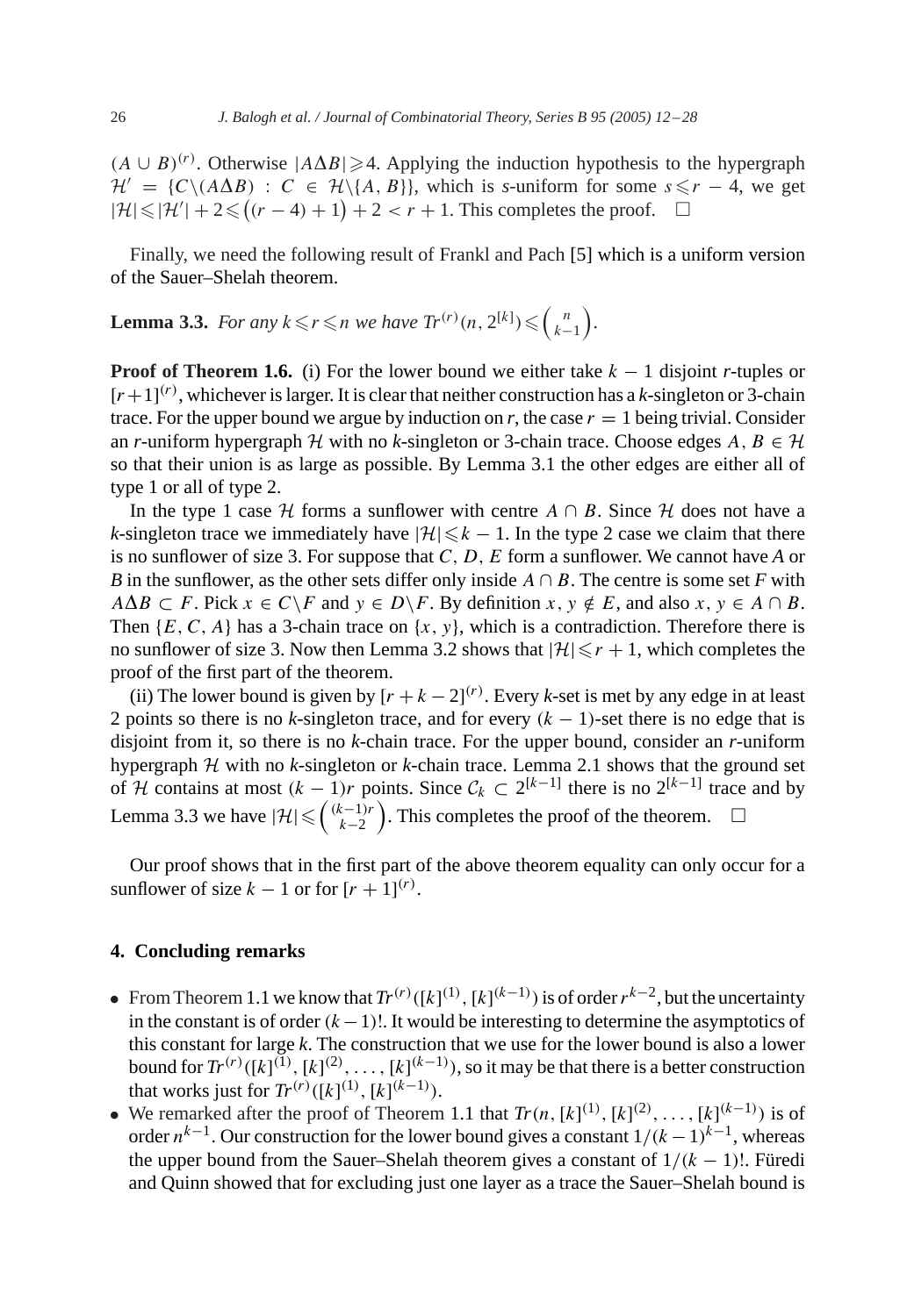$(A \cup B)^{(r)}$. Otherwise $|A \Delta B| \geqslant 4$. Applying the induction hypothesis to the hypergraph $\mathcal{H}' = \{C \setminus (A\Delta B) : C \in \mathcal{H}\setminus\{A, B\}\}$, which is $s$-uniform for some $s \leqslant r-4$, we get $|\mathcal{H}| \leqslant |\mathcal{H}'| + 2 \leqslant \big((r-4)+1\big) + 2 < r+1$. This completes the proof. $\square$

Finally, we need the following result of Frankl and Pach [5] which is a uniform version of the Sauer–Shelah theorem.

**Lemma 3.3.** *For any $k \leqslant r \leqslant n$ we have $Tr^{(r)}(n, 2^{[k]}) \leqslant \binom{n}{k-1}$.*

**Proof of Theorem 1.6.** (i) For the lower bound we either take $k-1$ disjoint $r$-tuples or $[r+1]^{(r)}$, whichever is larger. It is clear that neither construction has a $k$-singleton or 3-chain trace. For the upper bound we argue by induction on $r$, the case $r=1$ being trivial. Consider an $r$-uniform hypergraph $\mathcal{H}$ with no $k$-singleton or 3-chain trace. Choose edges $A, B \in \mathcal{H}$ so that their union is as large as possible. By Lemma 3.1 the other edges are either all of type 1 or all of type 2.

In the type 1 case $\mathcal{H}$ forms a sunflower with centre $A \cap B$. Since $\mathcal{H}$ does not have a $k$-singleton trace we immediately have $|\mathcal{H}| \leqslant k-1$. In the type 2 case we claim that there is no sunflower of size 3. For suppose that $C, D, E$ form a sunflower. We cannot have $A$ or $B$ in the sunflower, as the other sets differ only inside $A \cap B$. The centre is some set $F$ with $A\Delta B \subset F$. Pick $x \in C\setminus F$ and $y \in D\setminus F$. By definition $x, y \notin E$, and also $x, y \in A \cap B$. Then $\{E, C, A\}$ has a 3-chain trace on $\{x, y\}$, which is a contradiction. Therefore there is no sunflower of size 3. Now then Lemma 3.2 shows that $|\mathcal{H}| \leqslant r+1$, which completes the proof of the first part of the theorem.

(ii) The lower bound is given by $[r+k-2]^{(r)}$. Every $k$-set is met by any edge in at least 2 points so there is no $k$-singleton trace, and for every $(k-1)$-set there is no edge that is disjoint from it, so there is no $k$-chain trace. For the upper bound, consider an $r$-uniform hypergraph $\mathcal{H}$ with no $k$-singleton or $k$-chain trace. Lemma 2.1 shows that the ground set of $\mathcal{H}$ contains at most $(k-1)r$ points. Since $\mathcal{C}_k \subset 2^{[k-1]}$ there is no $2^{[k-1]}$ trace and by Lemma 3.3 we have $|\mathcal{H}| \leqslant \binom{(k-1)r}{k-2}$. This completes the proof of the theorem. $\square$

Our proof shows that in the first part of the above theorem equality can only occur for a sunflower of size $k-1$ or for $[r+1]^{(r)}$.

## 4. Concluding remarks

- From Theorem 1.1 we know that $Tr^{(r)}([k]^{(1)}, [k]^{(k-1)})$ is of order $r^{k-2}$, but the uncertainty in the constant is of order $(k-1)!$. It would be interesting to determine the asymptotics of this constant for large $k$. The construction that we use for the lower bound is also a lower bound for $Tr^{(r)}([k]^{(1)}, [k]^{(2)}, \ldots, [k]^{(k-1)})$, so it may be that there is a better construction that works just for $Tr^{(r)}([k]^{(1)}, [k]^{(k-1)})$.
- We remarked after the proof of Theorem 1.1 that $Tr(n, [k]^{(1)}, [k]^{(2)}, \ldots, [k]^{(k-1)})$ is of order $n^{k-1}$. Our construction for the lower bound gives a constant $1/(k-1)^{k-1}$, whereas the upper bound from the Sauer–Shelah theorem gives a constant of $1/(k-1)!$. Füredi and Quinn showed that for excluding just one layer as a trace the Sauer–Shelah bound is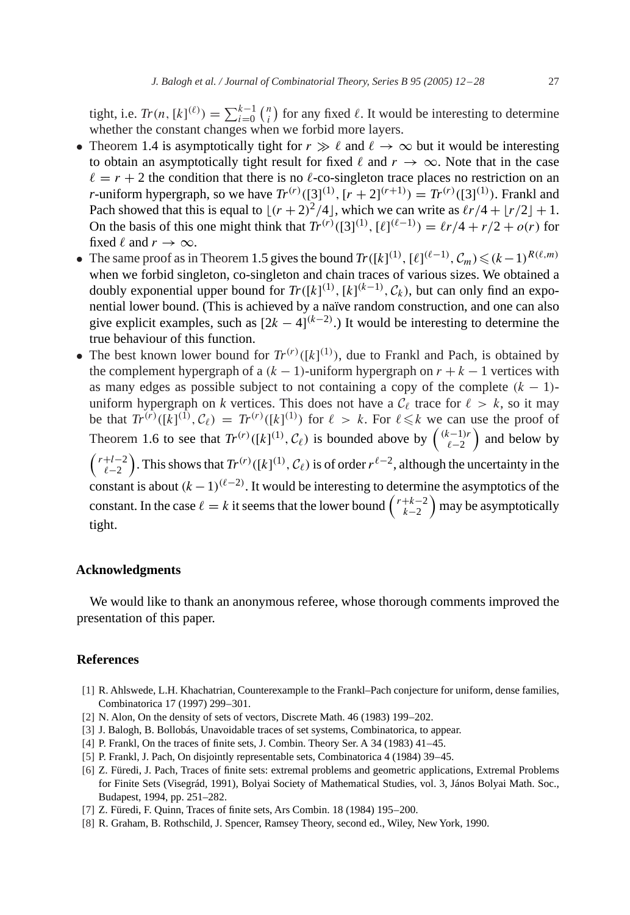tight, i.e. $Tr(n, [k]^{(\ell)}) = \sum_{i=0}^{k-1} \binom{n}{i}$ for any fixed $\ell$. It would be interesting to determine whether the constant changes when we forbid more layers.

- Theorem 1.4 is asymptotically tight for $r \gg \ell$ and $\ell \to \infty$ but it would be interesting to obtain an asymptotically tight result for fixed $\ell$ and $r \to \infty$. Note that in the case $\ell = r + 2$ the condition that there is no $\ell$-co-singleton trace places no restriction on an $r$-uniform hypergraph, so we have $Tr^{(r)}([3]^{(1)}, [r+2]^{(r+1)}) = Tr^{(r)}([3]^{(1)})$. Frankl and Pach showed that this is equal to $\lfloor (r+2)^2/4 \rfloor$, which we can write as $\ell r/4 + \lfloor r/2 \rfloor + 1$. On the basis of this one might think that $Tr^{(r)}([3]^{(1)}, [\ell]^{(\ell-1)}) = \ell r/4 + r/2 + o(r)$ for fixed $\ell$ and $r \to \infty$.
- The same proof as in Theorem 1.5 gives the bound $Tr([k]^{(1)}, [\ell]^{(\ell-1)}, \mathcal{C}_m) \leqslant (k-1)^{R(\ell,m)}$ when we forbid singleton, co-singleton and chain traces of various sizes. We obtained a doubly exponential upper bound for $Tr([k]^{(1)}, [k]^{(k-1)}, \mathcal{C}_k)$, but can only find an exponential lower bound. (This is achieved by a naïve random construction, and one can also give explicit examples, such as $[2k-4]^{(k-2)}$.) It would be interesting to determine the true behaviour of this function.
- The best known lower bound for $Tr^{(r)}([k]^{(1)})$, due to Frankl and Pach, is obtained by the complement hypergraph of a $(k-1)$-uniform hypergraph on $r + k - 1$ vertices with as many edges as possible subject to not containing a copy of the complete $(k-1)$-uniform hypergraph on $k$ vertices. This does not have a $\mathcal{C}_\ell$ trace for $\ell > k$, so it may be that $Tr^{(r)}([k]^{(1)}, \mathcal{C}_\ell) = Tr^{(r)}([k]^{(1)})$ for $\ell > k$. For $\ell \leqslant k$ we can use the proof of Theorem 1.6 to see that $Tr^{(r)}([k]^{(1)}, \mathcal{C}_\ell)$ is bounded above by $\binom{(k-1)r}{\ell-2}$ and below by $\binom{r+l-2}{\ell-2}$. This shows that $Tr^{(r)}([k]^{(1)}, \mathcal{C}_\ell)$ is of order $r^{\ell-2}$, although the uncertainty in the constant is about $(k-1)^{(\ell-2)}$. It would be interesting to determine the asymptotics of the constant. In the case $\ell = k$ it seems that the lower bound $\binom{r+k-2}{k-2}$ may be asymptotically tight.

## Acknowledgments

We would like to thank an anonymous referee, whose thorough comments improved the presentation of this paper.

## References

[1] R. Ahlswede, L.H. Khachatrian, Counterexample to the Frankl–Pach conjecture for uniform, dense families, Combinatorica 17 (1997) 299–301.

[2] N. Alon, On the density of sets of vectors, Discrete Math. 46 (1983) 199–202.

[3] J. Balogh, B. Bollobás, Unavoidable traces of set systems, Combinatorica, to appear.

[4] P. Frankl, On the traces of finite sets, J. Combin. Theory Ser. A 34 (1983) 41–45.

[5] P. Frankl, J. Pach, On disjointly representable sets, Combinatorica 4 (1984) 39–45.

[6] Z. Füredi, J. Pach, Traces of finite sets: extremal problems and geometric applications, Extremal Problems for Finite Sets (Visegrád, 1991), Bolyai Society of Mathematical Studies, vol. 3, János Bolyai Math. Soc., Budapest, 1994, pp. 251–282.

[7] Z. Füredi, F. Quinn, Traces of finite sets, Ars Combin. 18 (1984) 195–200.

[8] R. Graham, B. Rothschild, J. Spencer, Ramsey Theory, second ed., Wiley, New York, 1990.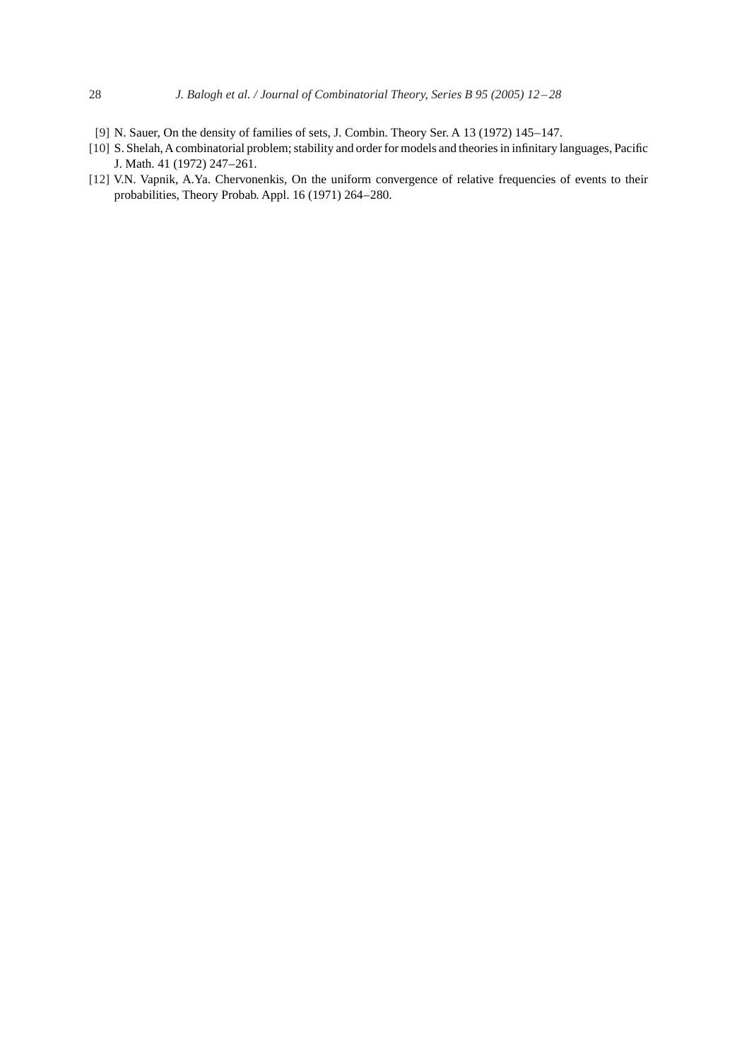[9] N. Sauer, On the density of families of sets, J. Combin. Theory Ser. A 13 (1972) 145–147.

[10] S. Shelah, A combinatorial problem; stability and order for models and theories in infinitary languages, Pacific J. Math. 41 (1972) 247–261.

[12] V.N. Vapnik, A.Ya. Chervonenkis, On the uniform convergence of relative frequencies of events to their probabilities, Theory Probab. Appl. 16 (1971) 264–280.